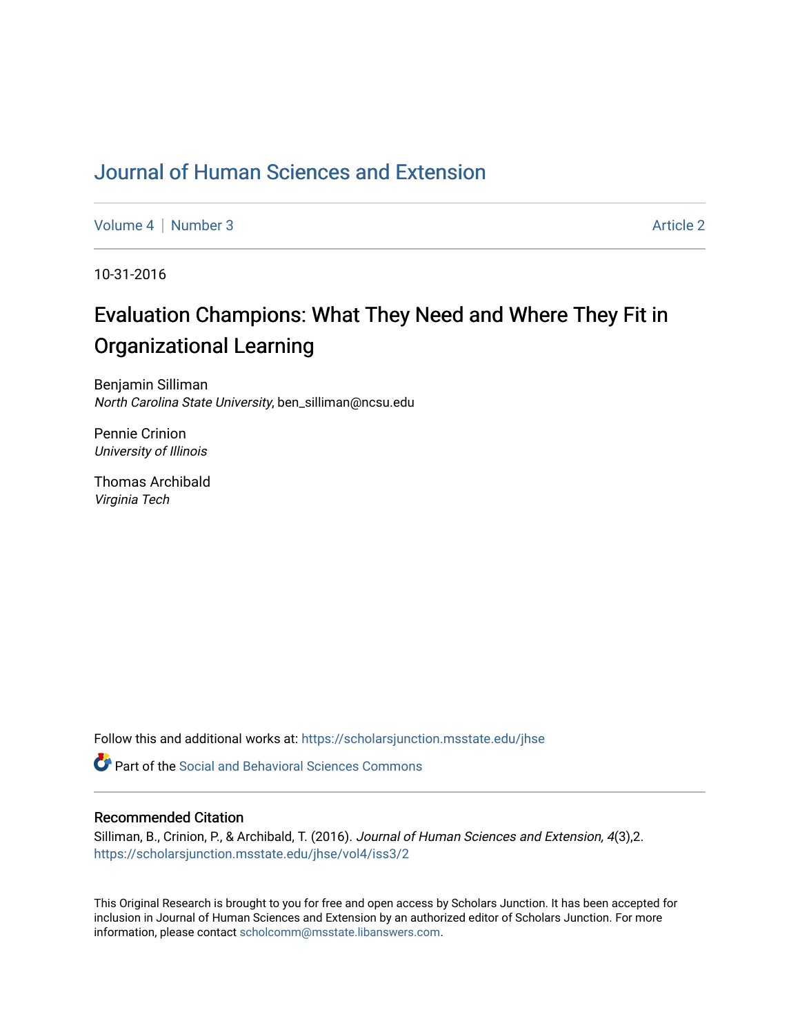# Journal of Human Sciences and Extension

Volume 4 | Number 3 Article 2

10-31-2016

## Evaluation Champions: What They Need and Where They Fit in Organizational Learning

Benjamin Silliman
*North Carolina State University*, ben_silliman@ncsu.edu

Pennie Crinion
*University of Illinois*

Thomas Archibald
*Virginia Tech*

Follow this and additional works at: https://scholarsjunction.msstate.edu/jhse

Part of the Social and Behavioral Sciences Commons

### Recommended Citation

Silliman, B., Crinion, P., & Archibald, T. (2016). *Journal of Human Sciences and Extension, 4*(3),2.
https://scholarsjunction.msstate.edu/jhse/vol4/iss3/2

This Original Research is brought to you for free and open access by Scholars Junction. It has been accepted for inclusion in Journal of Human Sciences and Extension by an authorized editor of Scholars Junction. For more information, please contact scholcomm@msstate.libanswers.com.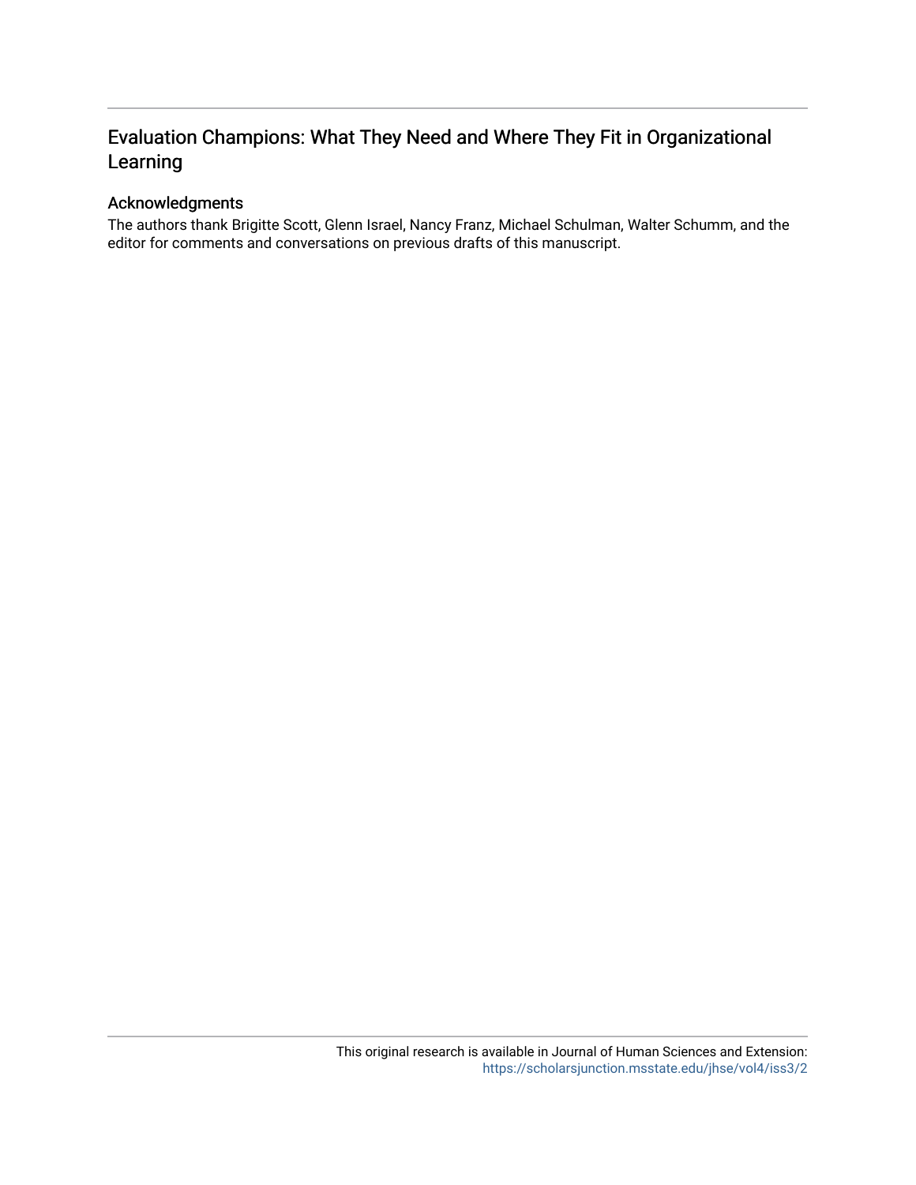# Evaluation Champions: What They Need and Where They Fit in Organizational Learning

## Acknowledgments

The authors thank Brigitte Scott, Glenn Israel, Nancy Franz, Michael Schulman, Walter Schumm, and the editor for comments and conversations on previous drafts of this manuscript.

This original research is available in Journal of Human Sciences and Extension: https://scholarsjunction.msstate.edu/jhse/vol4/iss3/2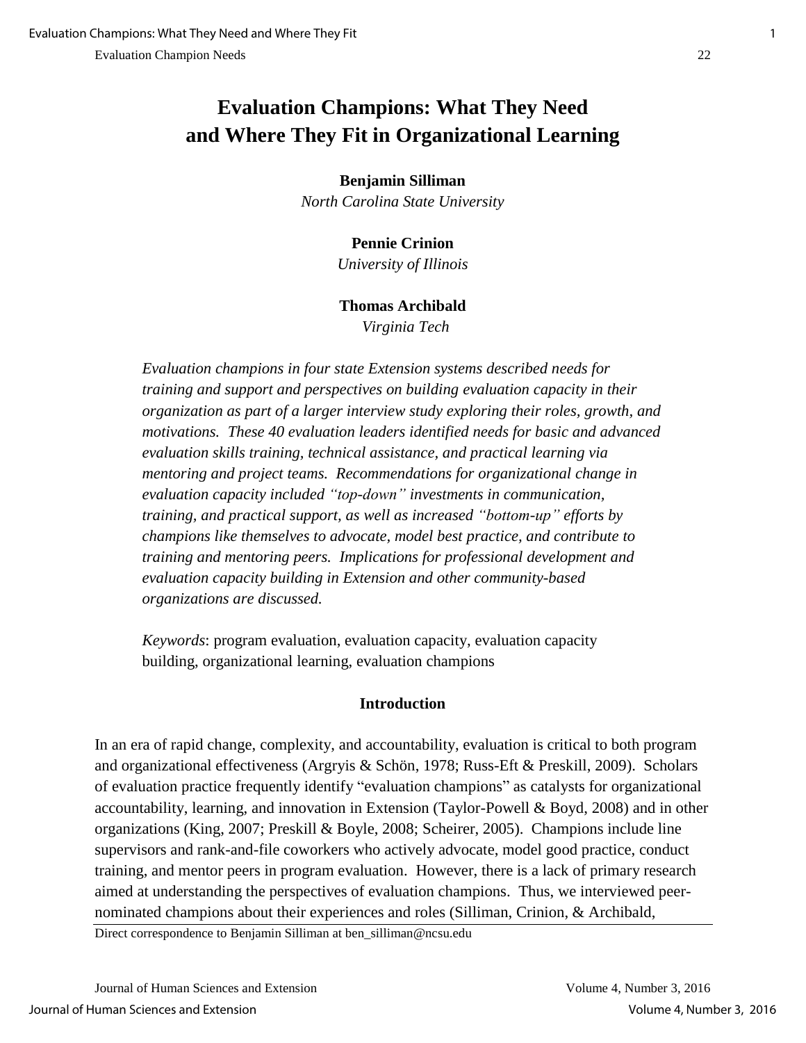# Evaluation Champions: What They Need and Where They Fit in Organizational Learning

**Benjamin Silliman**
*North Carolina State University*

**Pennie Crinion**
*University of Illinois*

**Thomas Archibald**
*Virginia Tech*

*Evaluation champions in four state Extension systems described needs for training and support and perspectives on building evaluation capacity in their organization as part of a larger interview study exploring their roles, growth, and motivations. These 40 evaluation leaders identified needs for basic and advanced evaluation skills training, technical assistance, and practical learning via mentoring and project teams. Recommendations for organizational change in evaluation capacity included "top-down" investments in communication, training, and practical support, as well as increased "bottom-up" efforts by champions like themselves to advocate, model best practice, and contribute to training and mentoring peers. Implications for professional development and evaluation capacity building in Extension and other community-based organizations are discussed.*

*Keywords*: program evaluation, evaluation capacity, evaluation capacity building, organizational learning, evaluation champions

## Introduction

In an era of rapid change, complexity, and accountability, evaluation is critical to both program and organizational effectiveness (Argryis & Schön, 1978; Russ-Eft & Preskill, 2009). Scholars of evaluation practice frequently identify "evaluation champions" as catalysts for organizational accountability, learning, and innovation in Extension (Taylor-Powell & Boyd, 2008) and in other organizations (King, 2007; Preskill & Boyle, 2008; Scheirer, 2005). Champions include line supervisors and rank-and-file coworkers who actively advocate, model good practice, conduct training, and mentor peers in program evaluation. However, there is a lack of primary research aimed at understanding the perspectives of evaluation champions. Thus, we interviewed peer-nominated champions about their experiences and roles (Silliman, Crinion, & Archibald,

Direct correspondence to Benjamin Silliman at ben_silliman@ncsu.edu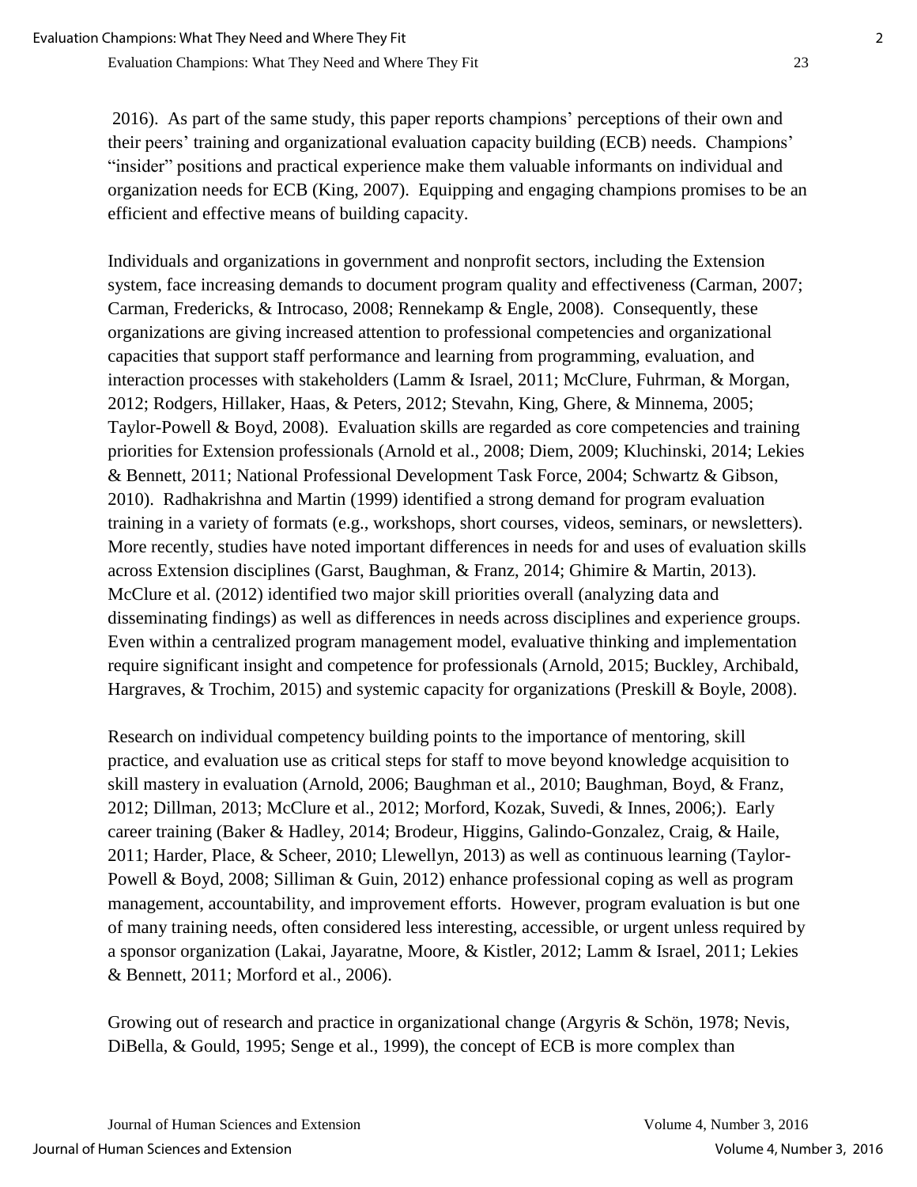2016). As part of the same study, this paper reports champions' perceptions of their own and their peers' training and organizational evaluation capacity building (ECB) needs. Champions' "insider" positions and practical experience make them valuable informants on individual and organization needs for ECB (King, 2007). Equipping and engaging champions promises to be an efficient and effective means of building capacity.

Individuals and organizations in government and nonprofit sectors, including the Extension system, face increasing demands to document program quality and effectiveness (Carman, 2007; Carman, Fredericks, & Introcaso, 2008; Rennekamp & Engle, 2008). Consequently, these organizations are giving increased attention to professional competencies and organizational capacities that support staff performance and learning from programming, evaluation, and interaction processes with stakeholders (Lamm & Israel, 2011; McClure, Fuhrman, & Morgan, 2012; Rodgers, Hillaker, Haas, & Peters, 2012; Stevahn, King, Ghere, & Minnema, 2005; Taylor-Powell & Boyd, 2008). Evaluation skills are regarded as core competencies and training priorities for Extension professionals (Arnold et al., 2008; Diem, 2009; Kluchinski, 2014; Lekies & Bennett, 2011; National Professional Development Task Force, 2004; Schwartz & Gibson, 2010). Radhakrishna and Martin (1999) identified a strong demand for program evaluation training in a variety of formats (e.g., workshops, short courses, videos, seminars, or newsletters). More recently, studies have noted important differences in needs for and uses of evaluation skills across Extension disciplines (Garst, Baughman, & Franz, 2014; Ghimire & Martin, 2013). McClure et al. (2012) identified two major skill priorities overall (analyzing data and disseminating findings) as well as differences in needs across disciplines and experience groups. Even within a centralized program management model, evaluative thinking and implementation require significant insight and competence for professionals (Arnold, 2015; Buckley, Archibald, Hargraves, & Trochim, 2015) and systemic capacity for organizations (Preskill & Boyle, 2008).

Research on individual competency building points to the importance of mentoring, skill practice, and evaluation use as critical steps for staff to move beyond knowledge acquisition to skill mastery in evaluation (Arnold, 2006; Baughman et al., 2010; Baughman, Boyd, & Franz, 2012; Dillman, 2013; McClure et al., 2012; Morford, Kozak, Suvedi, & Innes, 2006;). Early career training (Baker & Hadley, 2014; Brodeur, Higgins, Galindo-Gonzalez, Craig, & Haile, 2011; Harder, Place, & Scheer, 2010; Llewellyn, 2013) as well as continuous learning (Taylor-Powell & Boyd, 2008; Silliman & Guin, 2012) enhance professional coping as well as program management, accountability, and improvement efforts. However, program evaluation is but one of many training needs, often considered less interesting, accessible, or urgent unless required by a sponsor organization (Lakai, Jayaratne, Moore, & Kistler, 2012; Lamm & Israel, 2011; Lekies & Bennett, 2011; Morford et al., 2006).

Growing out of research and practice in organizational change (Argyris & Schön, 1978; Nevis, DiBella, & Gould, 1995; Senge et al., 1999), the concept of ECB is more complex than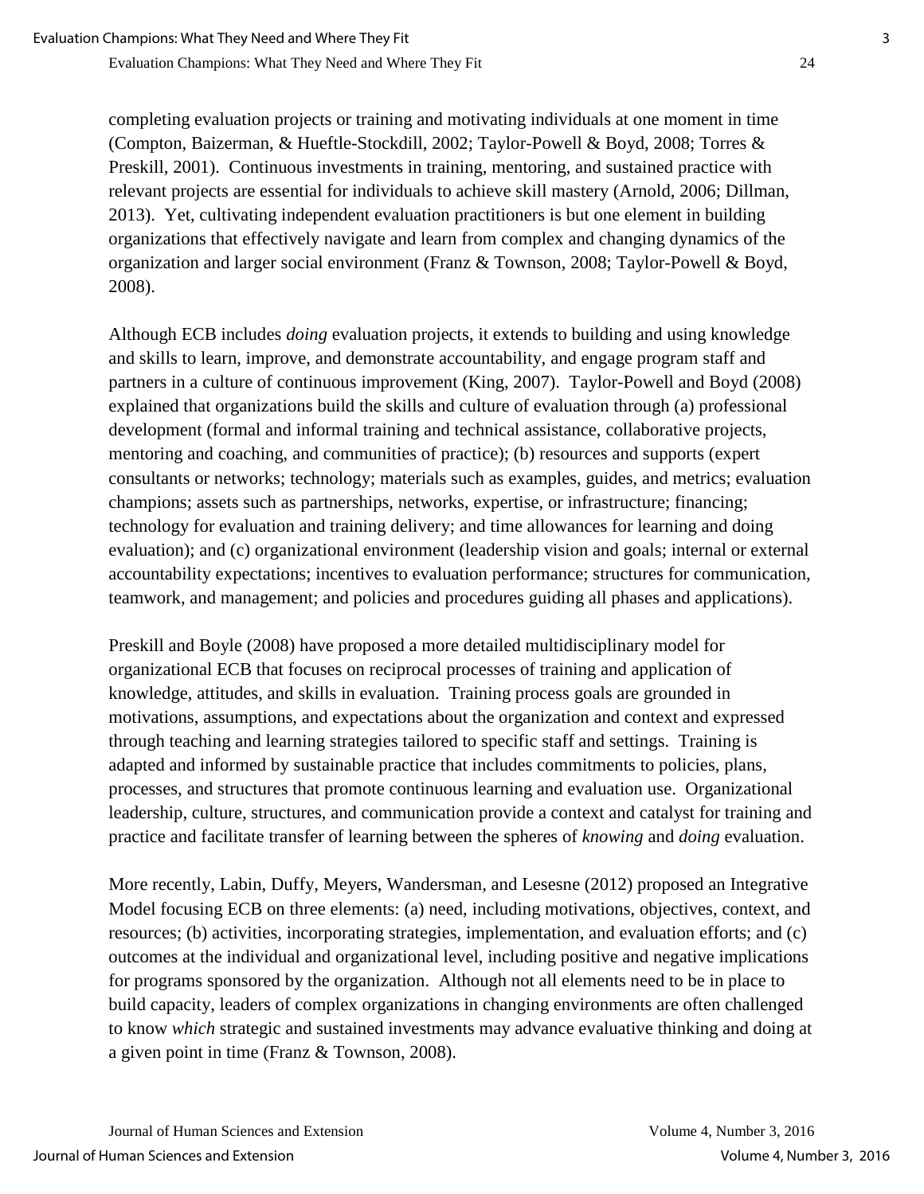completing evaluation projects or training and motivating individuals at one moment in time (Compton, Baizerman, & Hueftle-Stockdill, 2002; Taylor-Powell & Boyd, 2008; Torres & Preskill, 2001). Continuous investments in training, mentoring, and sustained practice with relevant projects are essential for individuals to achieve skill mastery (Arnold, 2006; Dillman, 2013). Yet, cultivating independent evaluation practitioners is but one element in building organizations that effectively navigate and learn from complex and changing dynamics of the organization and larger social environment (Franz & Townson, 2008; Taylor-Powell & Boyd, 2008).

Although ECB includes *doing* evaluation projects, it extends to building and using knowledge and skills to learn, improve, and demonstrate accountability, and engage program staff and partners in a culture of continuous improvement (King, 2007). Taylor-Powell and Boyd (2008) explained that organizations build the skills and culture of evaluation through (a) professional development (formal and informal training and technical assistance, collaborative projects, mentoring and coaching, and communities of practice); (b) resources and supports (expert consultants or networks; technology; materials such as examples, guides, and metrics; evaluation champions; assets such as partnerships, networks, expertise, or infrastructure; financing; technology for evaluation and training delivery; and time allowances for learning and doing evaluation); and (c) organizational environment (leadership vision and goals; internal or external accountability expectations; incentives to evaluation performance; structures for communication, teamwork, and management; and policies and procedures guiding all phases and applications).

Preskill and Boyle (2008) have proposed a more detailed multidisciplinary model for organizational ECB that focuses on reciprocal processes of training and application of knowledge, attitudes, and skills in evaluation. Training process goals are grounded in motivations, assumptions, and expectations about the organization and context and expressed through teaching and learning strategies tailored to specific staff and settings. Training is adapted and informed by sustainable practice that includes commitments to policies, plans, processes, and structures that promote continuous learning and evaluation use. Organizational leadership, culture, structures, and communication provide a context and catalyst for training and practice and facilitate transfer of learning between the spheres of *knowing* and *doing* evaluation.

More recently, Labin, Duffy, Meyers, Wandersman, and Lesesne (2012) proposed an Integrative Model focusing ECB on three elements: (a) need, including motivations, objectives, context, and resources; (b) activities, incorporating strategies, implementation, and evaluation efforts; and (c) outcomes at the individual and organizational level, including positive and negative implications for programs sponsored by the organization. Although not all elements need to be in place to build capacity, leaders of complex organizations in changing environments are often challenged to know *which* strategic and sustained investments may advance evaluative thinking and doing at a given point in time (Franz & Townson, 2008).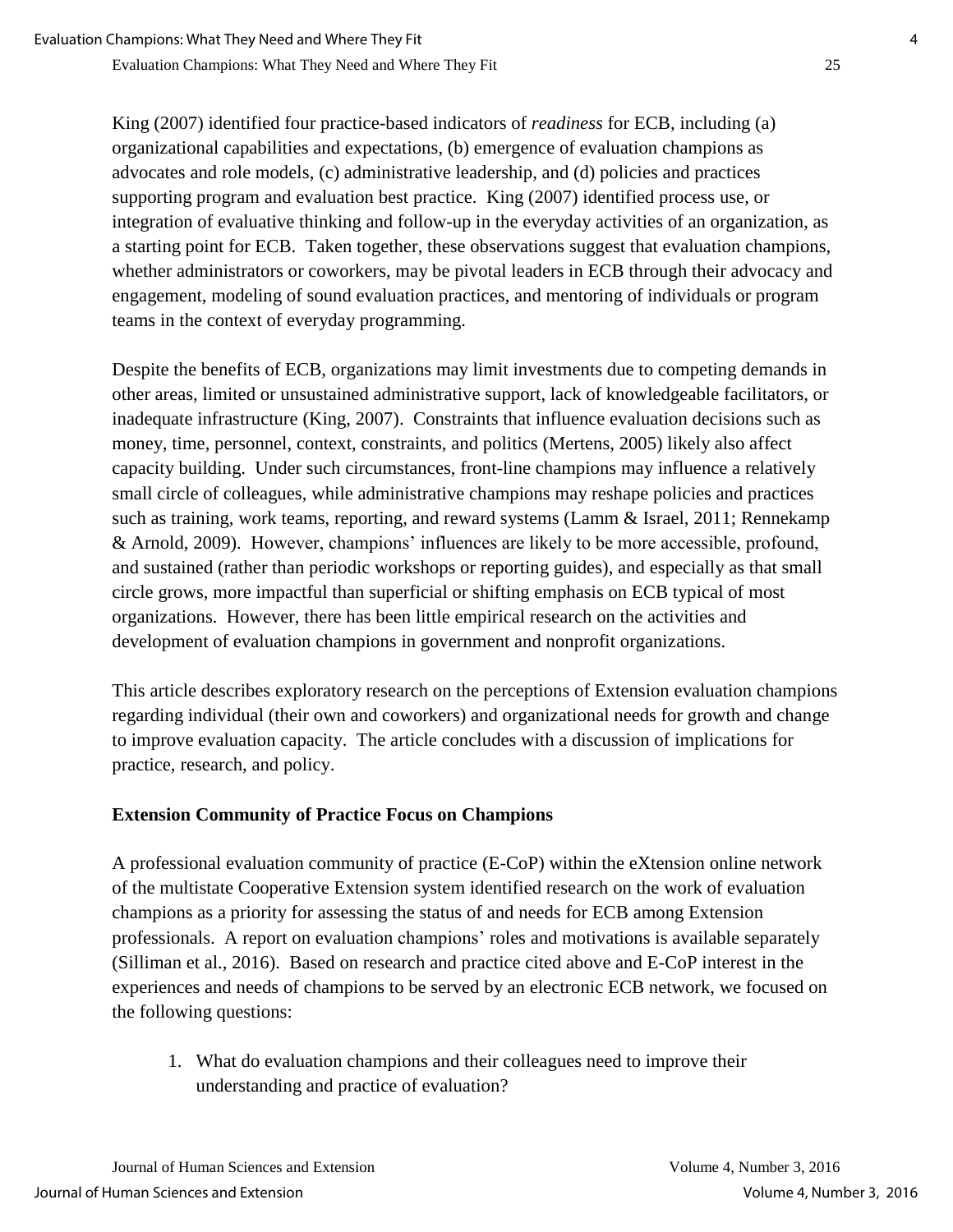King (2007) identified four practice-based indicators of *readiness* for ECB, including (a) organizational capabilities and expectations, (b) emergence of evaluation champions as advocates and role models, (c) administrative leadership, and (d) policies and practices supporting program and evaluation best practice. King (2007) identified process use, or integration of evaluative thinking and follow-up in the everyday activities of an organization, as a starting point for ECB. Taken together, these observations suggest that evaluation champions, whether administrators or coworkers, may be pivotal leaders in ECB through their advocacy and engagement, modeling of sound evaluation practices, and mentoring of individuals or program teams in the context of everyday programming.

Despite the benefits of ECB, organizations may limit investments due to competing demands in other areas, limited or unsustained administrative support, lack of knowledgeable facilitators, or inadequate infrastructure (King, 2007). Constraints that influence evaluation decisions such as money, time, personnel, context, constraints, and politics (Mertens, 2005) likely also affect capacity building. Under such circumstances, front-line champions may influence a relatively small circle of colleagues, while administrative champions may reshape policies and practices such as training, work teams, reporting, and reward systems (Lamm & Israel, 2011; Rennekamp & Arnold, 2009). However, champions' influences are likely to be more accessible, profound, and sustained (rather than periodic workshops or reporting guides), and especially as that small circle grows, more impactful than superficial or shifting emphasis on ECB typical of most organizations. However, there has been little empirical research on the activities and development of evaluation champions in government and nonprofit organizations.

This article describes exploratory research on the perceptions of Extension evaluation champions regarding individual (their own and coworkers) and organizational needs for growth and change to improve evaluation capacity. The article concludes with a discussion of implications for practice, research, and policy.

## Extension Community of Practice Focus on Champions

A professional evaluation community of practice (E-CoP) within the eXtension online network of the multistate Cooperative Extension system identified research on the work of evaluation champions as a priority for assessing the status of and needs for ECB among Extension professionals. A report on evaluation champions' roles and motivations is available separately (Silliman et al., 2016). Based on research and practice cited above and E-CoP interest in the experiences and needs of champions to be served by an electronic ECB network, we focused on the following questions:

1. What do evaluation champions and their colleagues need to improve their understanding and practice of evaluation?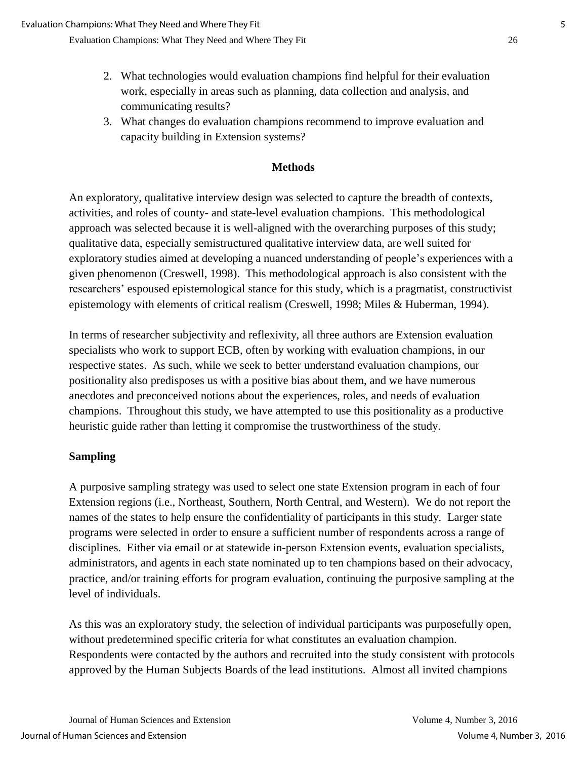2. What technologies would evaluation champions find helpful for their evaluation work, especially in areas such as planning, data collection and analysis, and communicating results?
3. What changes do evaluation champions recommend to improve evaluation and capacity building in Extension systems?

## Methods

An exploratory, qualitative interview design was selected to capture the breadth of contexts, activities, and roles of county- and state-level evaluation champions. This methodological approach was selected because it is well-aligned with the overarching purposes of this study; qualitative data, especially semistructured qualitative interview data, are well suited for exploratory studies aimed at developing a nuanced understanding of people's experiences with a given phenomenon (Creswell, 1998). This methodological approach is also consistent with the researchers' espoused epistemological stance for this study, which is a pragmatist, constructivist epistemology with elements of critical realism (Creswell, 1998; Miles & Huberman, 1994).

In terms of researcher subjectivity and reflexivity, all three authors are Extension evaluation specialists who work to support ECB, often by working with evaluation champions, in our respective states. As such, while we seek to better understand evaluation champions, our positionality also predisposes us with a positive bias about them, and we have numerous anecdotes and preconceived notions about the experiences, roles, and needs of evaluation champions. Throughout this study, we have attempted to use this positionality as a productive heuristic guide rather than letting it compromise the trustworthiness of the study.

### Sampling

A purposive sampling strategy was used to select one state Extension program in each of four Extension regions (i.e., Northeast, Southern, North Central, and Western). We do not report the names of the states to help ensure the confidentiality of participants in this study. Larger state programs were selected in order to ensure a sufficient number of respondents across a range of disciplines. Either via email or at statewide in-person Extension events, evaluation specialists, administrators, and agents in each state nominated up to ten champions based on their advocacy, practice, and/or training efforts for program evaluation, continuing the purposive sampling at the level of individuals.

As this was an exploratory study, the selection of individual participants was purposefully open, without predetermined specific criteria for what constitutes an evaluation champion. Respondents were contacted by the authors and recruited into the study consistent with protocols approved by the Human Subjects Boards of the lead institutions. Almost all invited champions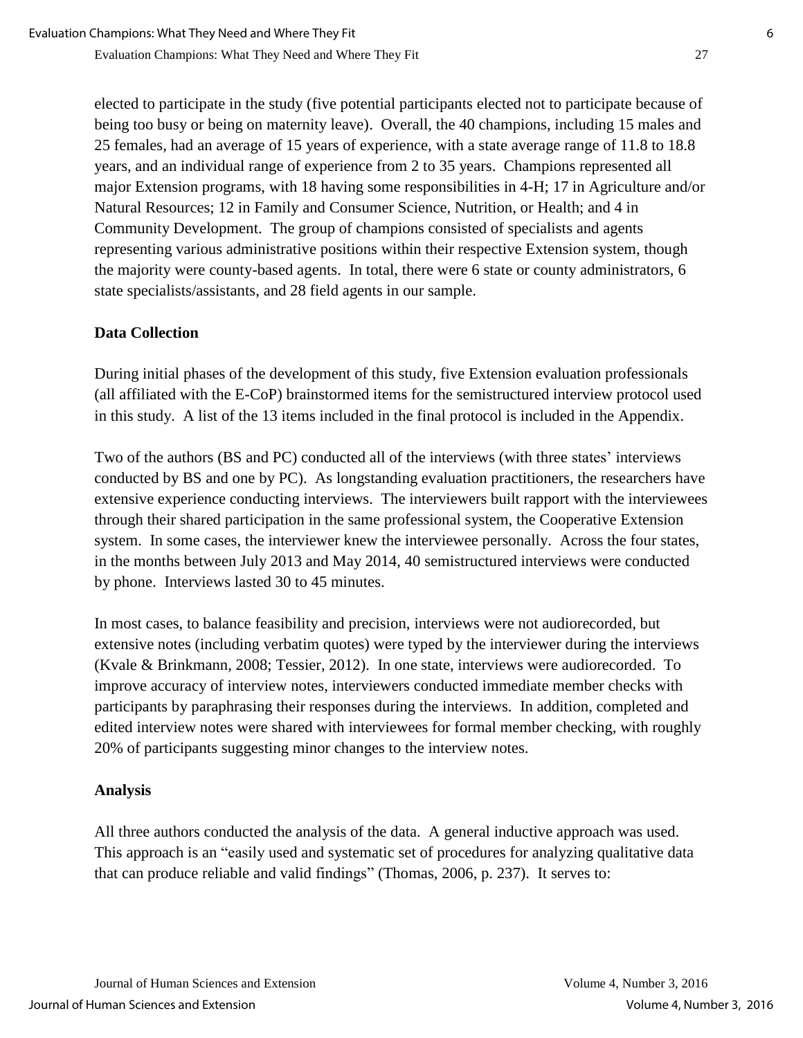elected to participate in the study (five potential participants elected not to participate because of being too busy or being on maternity leave). Overall, the 40 champions, including 15 males and 25 females, had an average of 15 years of experience, with a state average range of 11.8 to 18.8 years, and an individual range of experience from 2 to 35 years. Champions represented all major Extension programs, with 18 having some responsibilities in 4-H; 17 in Agriculture and/or Natural Resources; 12 in Family and Consumer Science, Nutrition, or Health; and 4 in Community Development. The group of champions consisted of specialists and agents representing various administrative positions within their respective Extension system, though the majority were county-based agents. In total, there were 6 state or county administrators, 6 state specialists/assistants, and 28 field agents in our sample.

### Data Collection

During initial phases of the development of this study, five Extension evaluation professionals (all affiliated with the E-CoP) brainstormed items for the semistructured interview protocol used in this study. A list of the 13 items included in the final protocol is included in the Appendix.

Two of the authors (BS and PC) conducted all of the interviews (with three states' interviews conducted by BS and one by PC). As longstanding evaluation practitioners, the researchers have extensive experience conducting interviews. The interviewers built rapport with the interviewees through their shared participation in the same professional system, the Cooperative Extension system. In some cases, the interviewer knew the interviewee personally. Across the four states, in the months between July 2013 and May 2014, 40 semistructured interviews were conducted by phone. Interviews lasted 30 to 45 minutes.

In most cases, to balance feasibility and precision, interviews were not audiorecorded, but extensive notes (including verbatim quotes) were typed by the interviewer during the interviews (Kvale & Brinkmann, 2008; Tessier, 2012). In one state, interviews were audiorecorded. To improve accuracy of interview notes, interviewers conducted immediate member checks with participants by paraphrasing their responses during the interviews. In addition, completed and edited interview notes were shared with interviewees for formal member checking, with roughly 20% of participants suggesting minor changes to the interview notes.

### Analysis

All three authors conducted the analysis of the data. A general inductive approach was used. This approach is an "easily used and systematic set of procedures for analyzing qualitative data that can produce reliable and valid findings" (Thomas, 2006, p. 237). It serves to: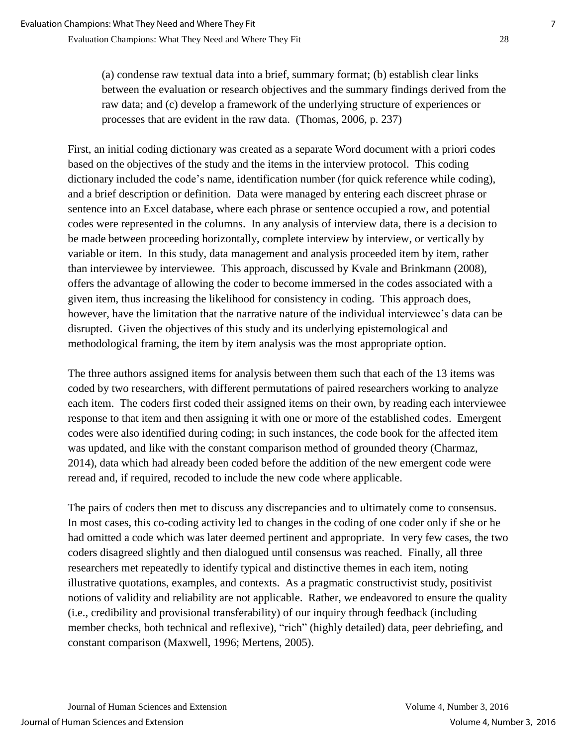> (a) condense raw textual data into a brief, summary format; (b) establish clear links between the evaluation or research objectives and the summary findings derived from the raw data; and (c) develop a framework of the underlying structure of experiences or processes that are evident in the raw data. (Thomas, 2006, p. 237)

First, an initial coding dictionary was created as a separate Word document with a priori codes based on the objectives of the study and the items in the interview protocol. This coding dictionary included the code's name, identification number (for quick reference while coding), and a brief description or definition. Data were managed by entering each discreet phrase or sentence into an Excel database, where each phrase or sentence occupied a row, and potential codes were represented in the columns. In any analysis of interview data, there is a decision to be made between proceeding horizontally, complete interview by interview, or vertically by variable or item. In this study, data management and analysis proceeded item by item, rather than interviewee by interviewee. This approach, discussed by Kvale and Brinkmann (2008), offers the advantage of allowing the coder to become immersed in the codes associated with a given item, thus increasing the likelihood for consistency in coding. This approach does, however, have the limitation that the narrative nature of the individual interviewee's data can be disrupted. Given the objectives of this study and its underlying epistemological and methodological framing, the item by item analysis was the most appropriate option.

The three authors assigned items for analysis between them such that each of the 13 items was coded by two researchers, with different permutations of paired researchers working to analyze each item. The coders first coded their assigned items on their own, by reading each interviewee response to that item and then assigning it with one or more of the established codes. Emergent codes were also identified during coding; in such instances, the code book for the affected item was updated, and like with the constant comparison method of grounded theory (Charmaz, 2014), data which had already been coded before the addition of the new emergent code were reread and, if required, recoded to include the new code where applicable.

The pairs of coders then met to discuss any discrepancies and to ultimately come to consensus. In most cases, this co-coding activity led to changes in the coding of one coder only if she or he had omitted a code which was later deemed pertinent and appropriate. In very few cases, the two coders disagreed slightly and then dialogued until consensus was reached. Finally, all three researchers met repeatedly to identify typical and distinctive themes in each item, noting illustrative quotations, examples, and contexts. As a pragmatic constructivist study, positivist notions of validity and reliability are not applicable. Rather, we endeavored to ensure the quality (i.e., credibility and provisional transferability) of our inquiry through feedback (including member checks, both technical and reflexive), "rich" (highly detailed) data, peer debriefing, and constant comparison (Maxwell, 1996; Mertens, 2005).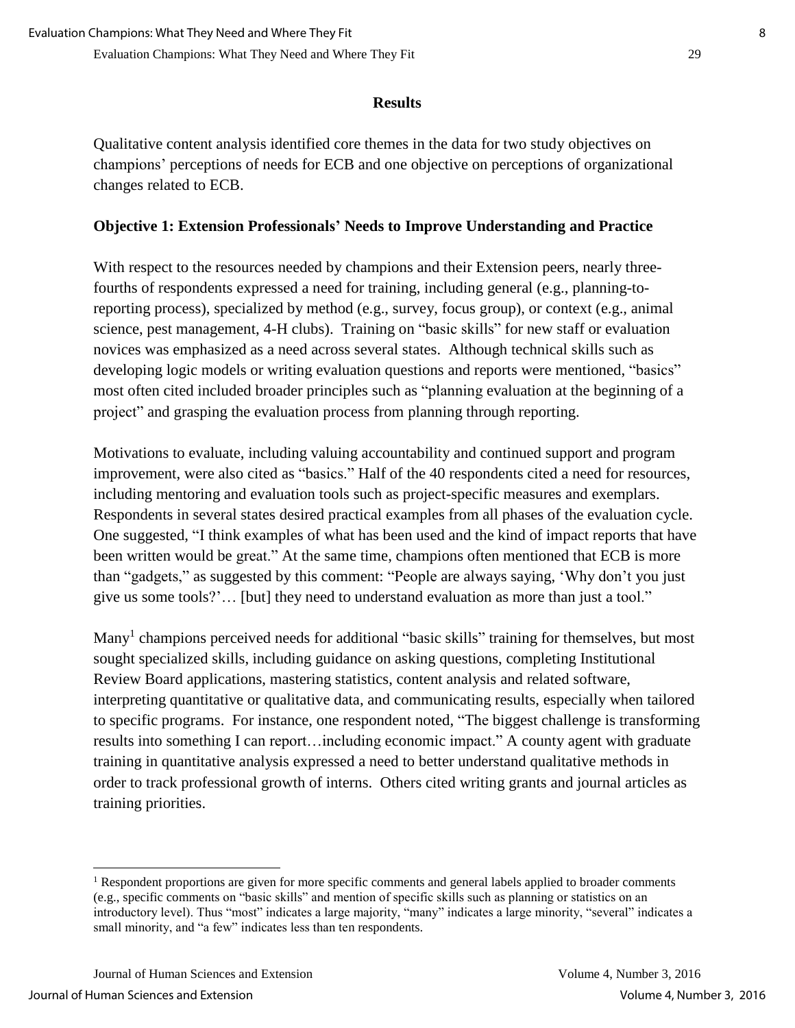## Results

Qualitative content analysis identified core themes in the data for two study objectives on champions' perceptions of needs for ECB and one objective on perceptions of organizational changes related to ECB.

### Objective 1: Extension Professionals' Needs to Improve Understanding and Practice

With respect to the resources needed by champions and their Extension peers, nearly three-fourths of respondents expressed a need for training, including general (e.g., planning-to-reporting process), specialized by method (e.g., survey, focus group), or context (e.g., animal science, pest management, 4-H clubs). Training on "basic skills" for new staff or evaluation novices was emphasized as a need across several states. Although technical skills such as developing logic models or writing evaluation questions and reports were mentioned, "basics" most often cited included broader principles such as "planning evaluation at the beginning of a project" and grasping the evaluation process from planning through reporting.

Motivations to evaluate, including valuing accountability and continued support and program improvement, were also cited as "basics." Half of the 40 respondents cited a need for resources, including mentoring and evaluation tools such as project-specific measures and exemplars. Respondents in several states desired practical examples from all phases of the evaluation cycle. One suggested, "I think examples of what has been used and the kind of impact reports that have been written would be great." At the same time, champions often mentioned that ECB is more than "gadgets," as suggested by this comment: "People are always saying, 'Why don't you just give us some tools?'… [but] they need to understand evaluation as more than just a tool."

Many[1] champions perceived needs for additional "basic skills" training for themselves, but most sought specialized skills, including guidance on asking questions, completing Institutional Review Board applications, mastering statistics, content analysis and related software, interpreting quantitative or qualitative data, and communicating results, especially when tailored to specific programs. For instance, one respondent noted, "The biggest challenge is transforming results into something I can report…including economic impact." A county agent with graduate training in quantitative analysis expressed a need to better understand qualitative methods in order to track professional growth of interns. Others cited writing grants and journal articles as training priorities.

[1] Respondent proportions are given for more specific comments and general labels applied to broader comments (e.g., specific comments on "basic skills" and mention of specific skills such as planning or statistics on an introductory level). Thus "most" indicates a large majority, "many" indicates a large minority, "several" indicates a small minority, and "a few" indicates less than ten respondents.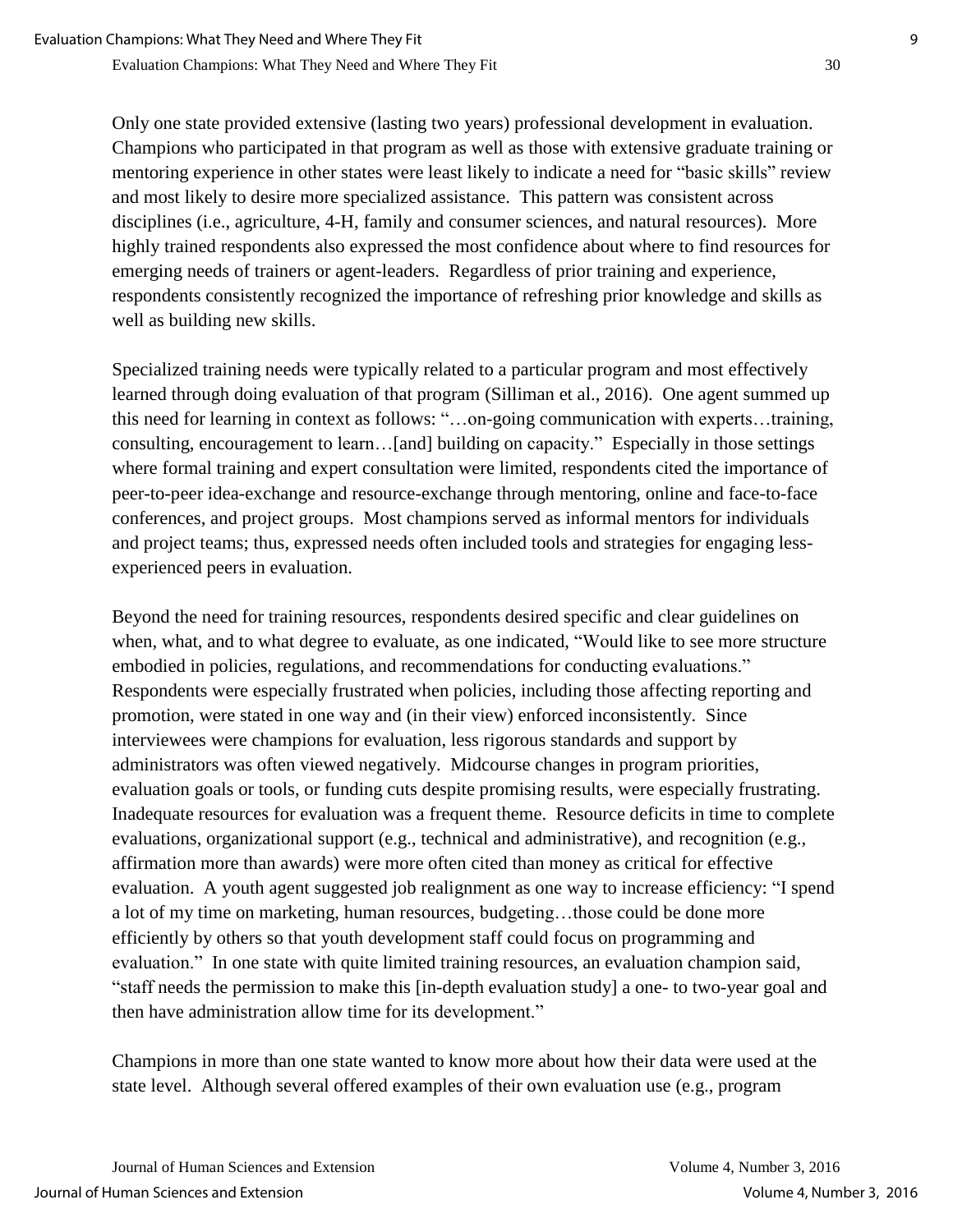Only one state provided extensive (lasting two years) professional development in evaluation. Champions who participated in that program as well as those with extensive graduate training or mentoring experience in other states were least likely to indicate a need for "basic skills" review and most likely to desire more specialized assistance. This pattern was consistent across disciplines (i.e., agriculture, 4-H, family and consumer sciences, and natural resources). More highly trained respondents also expressed the most confidence about where to find resources for emerging needs of trainers or agent-leaders. Regardless of prior training and experience, respondents consistently recognized the importance of refreshing prior knowledge and skills as well as building new skills.

Specialized training needs were typically related to a particular program and most effectively learned through doing evaluation of that program (Silliman et al., 2016). One agent summed up this need for learning in context as follows: "…on-going communication with experts…training, consulting, encouragement to learn…[and] building on capacity." Especially in those settings where formal training and expert consultation were limited, respondents cited the importance of peer-to-peer idea-exchange and resource-exchange through mentoring, online and face-to-face conferences, and project groups. Most champions served as informal mentors for individuals and project teams; thus, expressed needs often included tools and strategies for engaging less-experienced peers in evaluation.

Beyond the need for training resources, respondents desired specific and clear guidelines on when, what, and to what degree to evaluate, as one indicated, "Would like to see more structure embodied in policies, regulations, and recommendations for conducting evaluations." Respondents were especially frustrated when policies, including those affecting reporting and promotion, were stated in one way and (in their view) enforced inconsistently. Since interviewees were champions for evaluation, less rigorous standards and support by administrators was often viewed negatively. Midcourse changes in program priorities, evaluation goals or tools, or funding cuts despite promising results, were especially frustrating. Inadequate resources for evaluation was a frequent theme. Resource deficits in time to complete evaluations, organizational support (e.g., technical and administrative), and recognition (e.g., affirmation more than awards) were more often cited than money as critical for effective evaluation. A youth agent suggested job realignment as one way to increase efficiency: "I spend a lot of my time on marketing, human resources, budgeting…those could be done more efficiently by others so that youth development staff could focus on programming and evaluation." In one state with quite limited training resources, an evaluation champion said, "staff needs the permission to make this [in-depth evaluation study] a one- to two-year goal and then have administration allow time for its development."

Champions in more than one state wanted to know more about how their data were used at the state level. Although several offered examples of their own evaluation use (e.g., program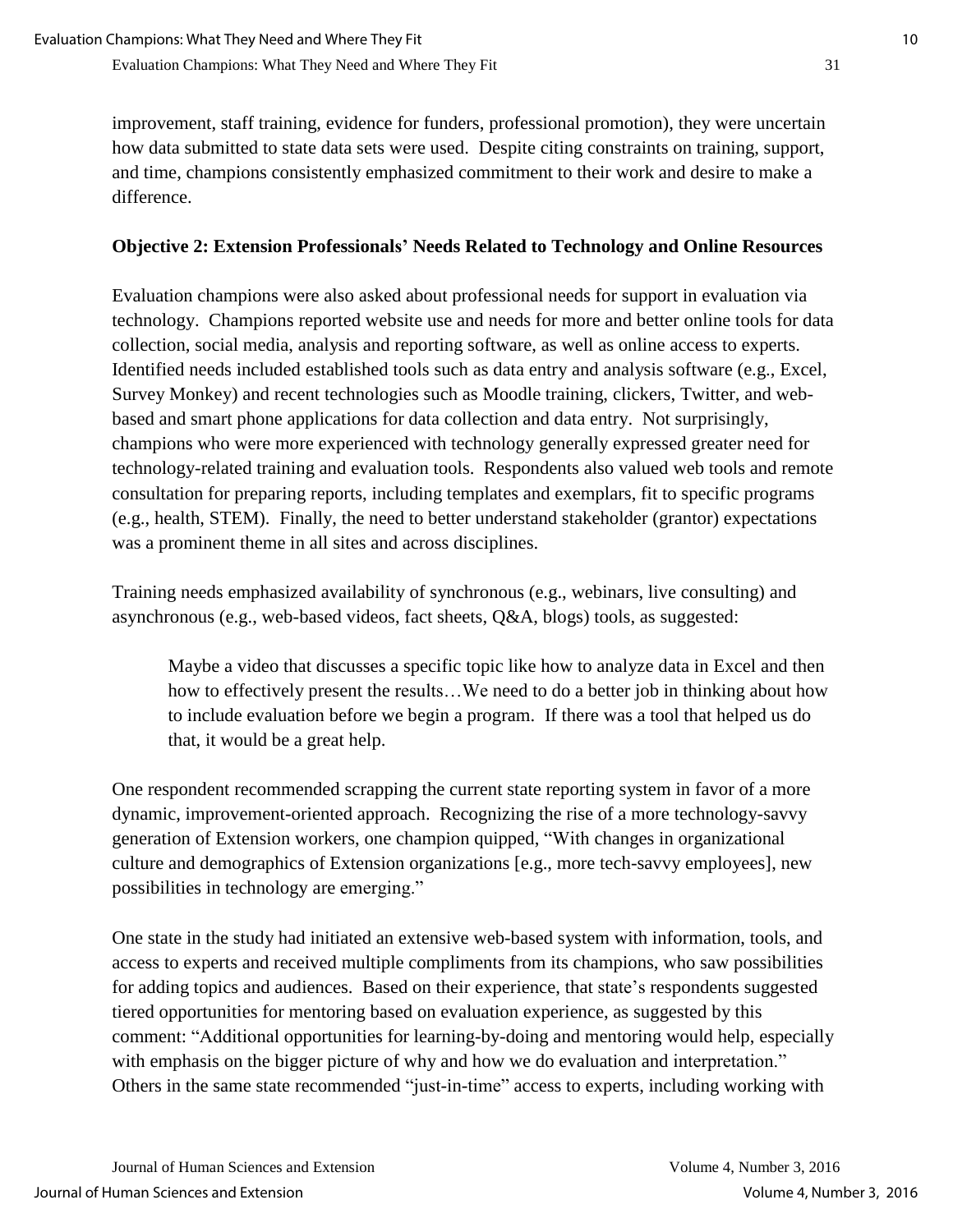improvement, staff training, evidence for funders, professional promotion), they were uncertain how data submitted to state data sets were used. Despite citing constraints on training, support, and time, champions consistently emphasized commitment to their work and desire to make a difference.

### Objective 2: Extension Professionals' Needs Related to Technology and Online Resources

Evaluation champions were also asked about professional needs for support in evaluation via technology. Champions reported website use and needs for more and better online tools for data collection, social media, analysis and reporting software, as well as online access to experts. Identified needs included established tools such as data entry and analysis software (e.g., Excel, Survey Monkey) and recent technologies such as Moodle training, clickers, Twitter, and web-based and smart phone applications for data collection and data entry. Not surprisingly, champions who were more experienced with technology generally expressed greater need for technology-related training and evaluation tools. Respondents also valued web tools and remote consultation for preparing reports, including templates and exemplars, fit to specific programs (e.g., health, STEM). Finally, the need to better understand stakeholder (grantor) expectations was a prominent theme in all sites and across disciplines.

Training needs emphasized availability of synchronous (e.g., webinars, live consulting) and asynchronous (e.g., web-based videos, fact sheets, Q&A, blogs) tools, as suggested:

> Maybe a video that discusses a specific topic like how to analyze data in Excel and then how to effectively present the results…We need to do a better job in thinking about how to include evaluation before we begin a program. If there was a tool that helped us do that, it would be a great help.

One respondent recommended scrapping the current state reporting system in favor of a more dynamic, improvement-oriented approach. Recognizing the rise of a more technology-savvy generation of Extension workers, one champion quipped, "With changes in organizational culture and demographics of Extension organizations [e.g., more tech-savvy employees], new possibilities in technology are emerging."

One state in the study had initiated an extensive web-based system with information, tools, and access to experts and received multiple compliments from its champions, who saw possibilities for adding topics and audiences. Based on their experience, that state's respondents suggested tiered opportunities for mentoring based on evaluation experience, as suggested by this comment: "Additional opportunities for learning-by-doing and mentoring would help, especially with emphasis on the bigger picture of why and how we do evaluation and interpretation." Others in the same state recommended "just-in-time" access to experts, including working with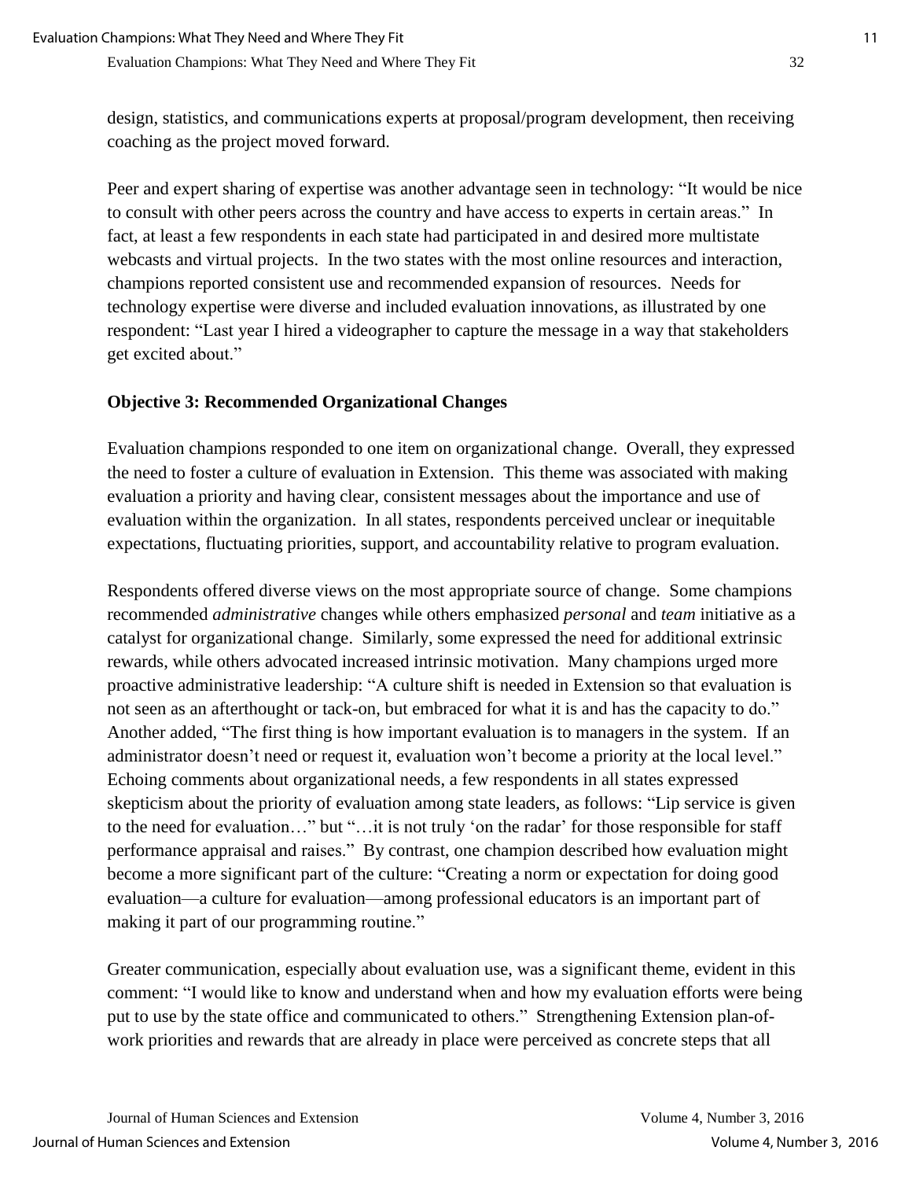design, statistics, and communications experts at proposal/program development, then receiving coaching as the project moved forward.

Peer and expert sharing of expertise was another advantage seen in technology: "It would be nice to consult with other peers across the country and have access to experts in certain areas." In fact, at least a few respondents in each state had participated in and desired more multistate webcasts and virtual projects. In the two states with the most online resources and interaction, champions reported consistent use and recommended expansion of resources. Needs for technology expertise were diverse and included evaluation innovations, as illustrated by one respondent: "Last year I hired a videographer to capture the message in a way that stakeholders get excited about."

### Objective 3: Recommended Organizational Changes

Evaluation champions responded to one item on organizational change. Overall, they expressed the need to foster a culture of evaluation in Extension. This theme was associated with making evaluation a priority and having clear, consistent messages about the importance and use of evaluation within the organization. In all states, respondents perceived unclear or inequitable expectations, fluctuating priorities, support, and accountability relative to program evaluation.

Respondents offered diverse views on the most appropriate source of change. Some champions recommended *administrative* changes while others emphasized *personal* and *team* initiative as a catalyst for organizational change. Similarly, some expressed the need for additional extrinsic rewards, while others advocated increased intrinsic motivation. Many champions urged more proactive administrative leadership: "A culture shift is needed in Extension so that evaluation is not seen as an afterthought or tack-on, but embraced for what it is and has the capacity to do." Another added, "The first thing is how important evaluation is to managers in the system. If an administrator doesn't need or request it, evaluation won't become a priority at the local level." Echoing comments about organizational needs, a few respondents in all states expressed skepticism about the priority of evaluation among state leaders, as follows: "Lip service is given to the need for evaluation…" but "…it is not truly 'on the radar' for those responsible for staff performance appraisal and raises." By contrast, one champion described how evaluation might become a more significant part of the culture: "Creating a norm or expectation for doing good evaluation—a culture for evaluation—among professional educators is an important part of making it part of our programming routine."

Greater communication, especially about evaluation use, was a significant theme, evident in this comment: "I would like to know and understand when and how my evaluation efforts were being put to use by the state office and communicated to others." Strengthening Extension plan-of-work priorities and rewards that are already in place were perceived as concrete steps that all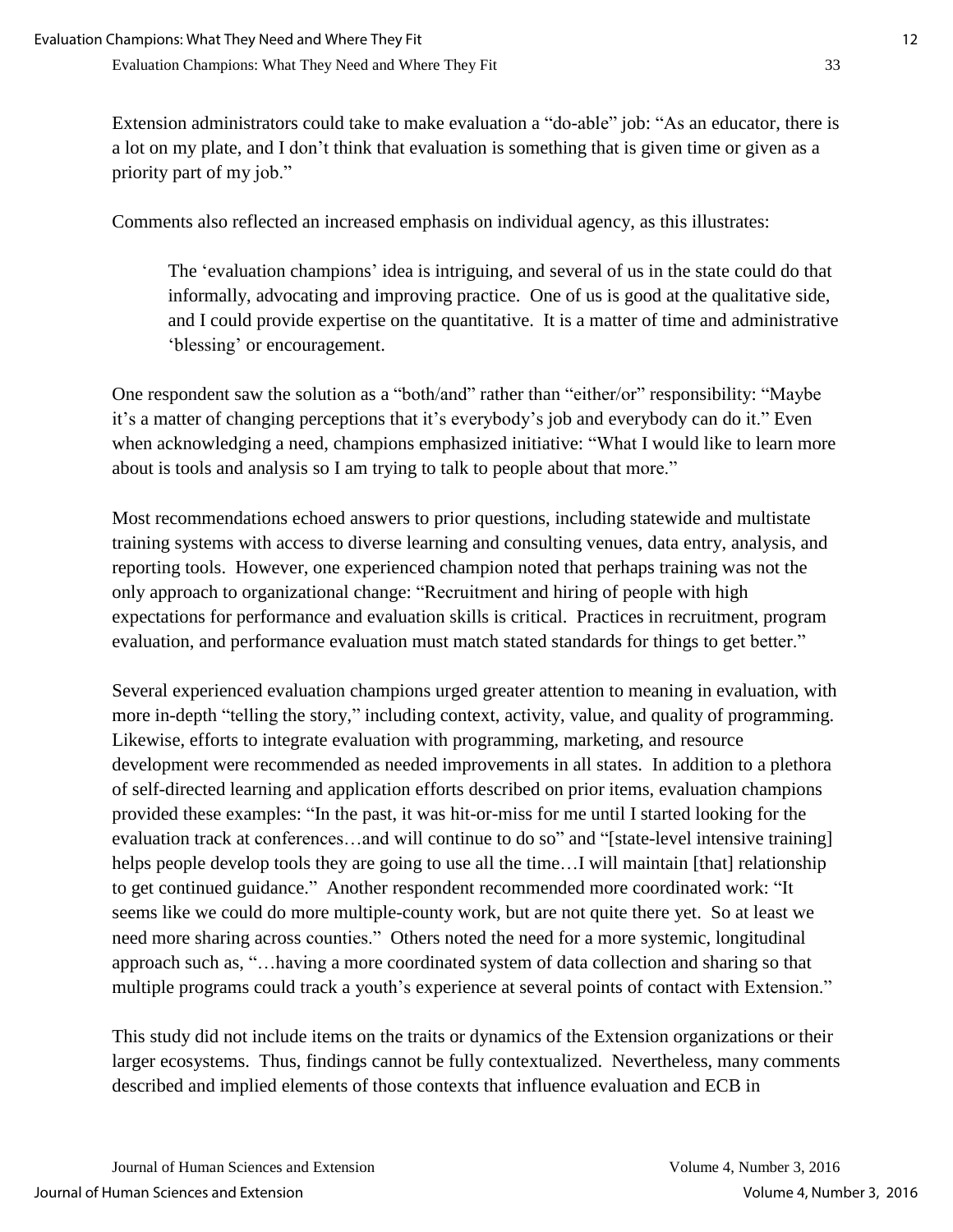Extension administrators could take to make evaluation a "do-able" job: "As an educator, there is a lot on my plate, and I don't think that evaluation is something that is given time or given as a priority part of my job."

Comments also reflected an increased emphasis on individual agency, as this illustrates:

> The 'evaluation champions' idea is intriguing, and several of us in the state could do that informally, advocating and improving practice. One of us is good at the qualitative side, and I could provide expertise on the quantitative. It is a matter of time and administrative 'blessing' or encouragement.

One respondent saw the solution as a "both/and" rather than "either/or" responsibility: "Maybe it's a matter of changing perceptions that it's everybody's job and everybody can do it." Even when acknowledging a need, champions emphasized initiative: "What I would like to learn more about is tools and analysis so I am trying to talk to people about that more."

Most recommendations echoed answers to prior questions, including statewide and multistate training systems with access to diverse learning and consulting venues, data entry, analysis, and reporting tools. However, one experienced champion noted that perhaps training was not the only approach to organizational change: "Recruitment and hiring of people with high expectations for performance and evaluation skills is critical. Practices in recruitment, program evaluation, and performance evaluation must match stated standards for things to get better."

Several experienced evaluation champions urged greater attention to meaning in evaluation, with more in-depth "telling the story," including context, activity, value, and quality of programming. Likewise, efforts to integrate evaluation with programming, marketing, and resource development were recommended as needed improvements in all states. In addition to a plethora of self-directed learning and application efforts described on prior items, evaluation champions provided these examples: "In the past, it was hit-or-miss for me until I started looking for the evaluation track at conferences…and will continue to do so" and "[state-level intensive training] helps people develop tools they are going to use all the time…I will maintain [that] relationship to get continued guidance." Another respondent recommended more coordinated work: "It seems like we could do more multiple-county work, but are not quite there yet. So at least we need more sharing across counties." Others noted the need for a more systemic, longitudinal approach such as, "…having a more coordinated system of data collection and sharing so that multiple programs could track a youth's experience at several points of contact with Extension."

This study did not include items on the traits or dynamics of the Extension organizations or their larger ecosystems. Thus, findings cannot be fully contextualized. Nevertheless, many comments described and implied elements of those contexts that influence evaluation and ECB in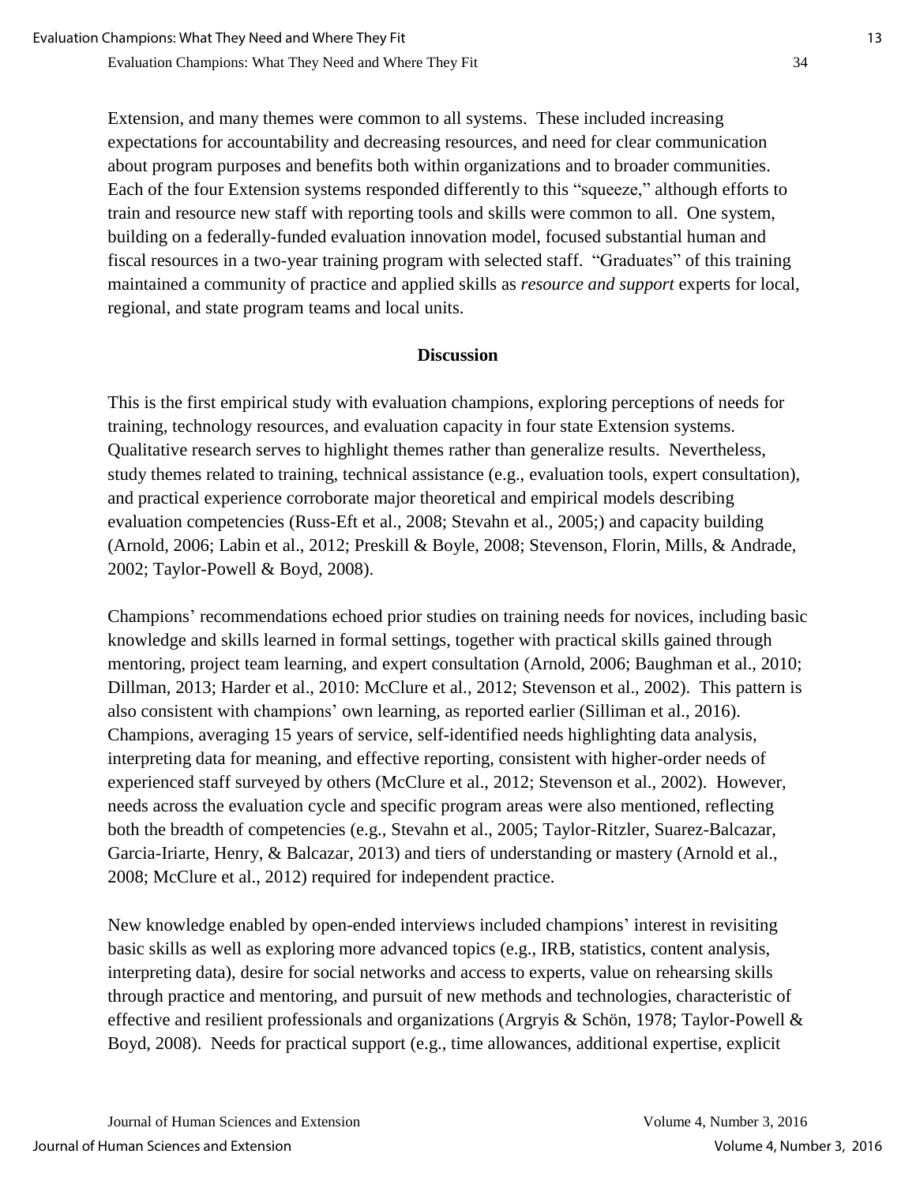Extension, and many themes were common to all systems. These included increasing expectations for accountability and decreasing resources, and need for clear communication about program purposes and benefits both within organizations and to broader communities. Each of the four Extension systems responded differently to this "squeeze," although efforts to train and resource new staff with reporting tools and skills were common to all. One system, building on a federally-funded evaluation innovation model, focused substantial human and fiscal resources in a two-year training program with selected staff. "Graduates" of this training maintained a community of practice and applied skills as *resource and support* experts for local, regional, and state program teams and local units.

## Discussion

This is the first empirical study with evaluation champions, exploring perceptions of needs for training, technology resources, and evaluation capacity in four state Extension systems. Qualitative research serves to highlight themes rather than generalize results. Nevertheless, study themes related to training, technical assistance (e.g., evaluation tools, expert consultation), and practical experience corroborate major theoretical and empirical models describing evaluation competencies (Russ-Eft et al., 2008; Stevahn et al., 2005;) and capacity building (Arnold, 2006; Labin et al., 2012; Preskill & Boyle, 2008; Stevenson, Florin, Mills, & Andrade, 2002; Taylor-Powell & Boyd, 2008).

Champions' recommendations echoed prior studies on training needs for novices, including basic knowledge and skills learned in formal settings, together with practical skills gained through mentoring, project team learning, and expert consultation (Arnold, 2006; Baughman et al., 2010; Dillman, 2013; Harder et al., 2010: McClure et al., 2012; Stevenson et al., 2002). This pattern is also consistent with champions' own learning, as reported earlier (Silliman et al., 2016). Champions, averaging 15 years of service, self-identified needs highlighting data analysis, interpreting data for meaning, and effective reporting, consistent with higher-order needs of experienced staff surveyed by others (McClure et al., 2012; Stevenson et al., 2002). However, needs across the evaluation cycle and specific program areas were also mentioned, reflecting both the breadth of competencies (e.g., Stevahn et al., 2005; Taylor-Ritzler, Suarez-Balcazar, Garcia-Iriarte, Henry, & Balcazar, 2013) and tiers of understanding or mastery (Arnold et al., 2008; McClure et al., 2012) required for independent practice.

New knowledge enabled by open-ended interviews included champions' interest in revisiting basic skills as well as exploring more advanced topics (e.g., IRB, statistics, content analysis, interpreting data), desire for social networks and access to experts, value on rehearsing skills through practice and mentoring, and pursuit of new methods and technologies, characteristic of effective and resilient professionals and organizations (Argryis & Schön, 1978; Taylor-Powell & Boyd, 2008). Needs for practical support (e.g., time allowances, additional expertise, explicit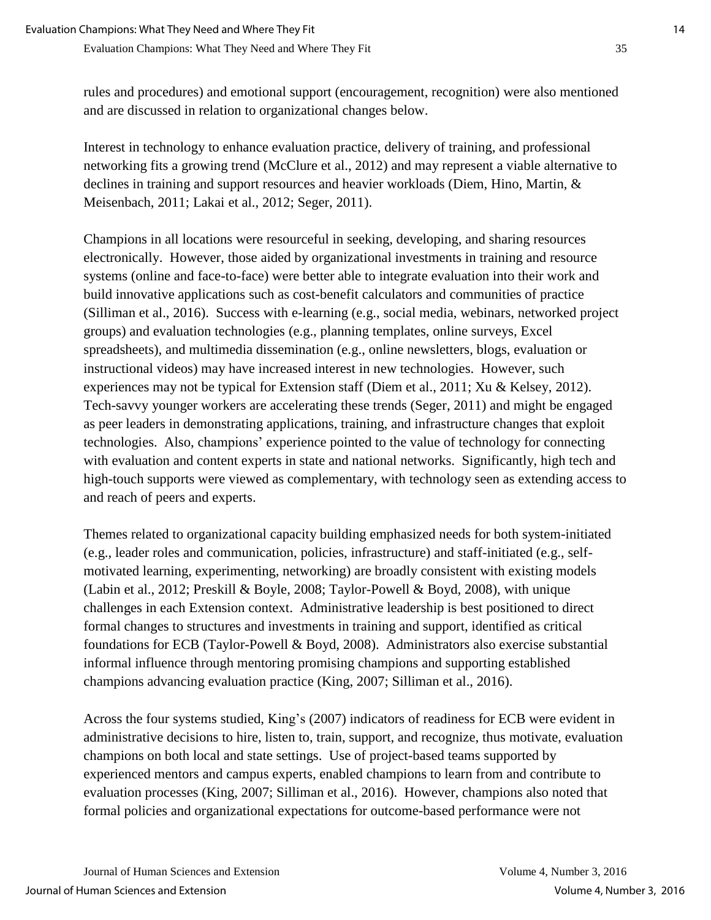rules and procedures) and emotional support (encouragement, recognition) were also mentioned and are discussed in relation to organizational changes below.

Interest in technology to enhance evaluation practice, delivery of training, and professional networking fits a growing trend (McClure et al., 2012) and may represent a viable alternative to declines in training and support resources and heavier workloads (Diem, Hino, Martin, & Meisenbach, 2011; Lakai et al., 2012; Seger, 2011).

Champions in all locations were resourceful in seeking, developing, and sharing resources electronically. However, those aided by organizational investments in training and resource systems (online and face-to-face) were better able to integrate evaluation into their work and build innovative applications such as cost-benefit calculators and communities of practice (Silliman et al., 2016). Success with e-learning (e.g., social media, webinars, networked project groups) and evaluation technologies (e.g., planning templates, online surveys, Excel spreadsheets), and multimedia dissemination (e.g., online newsletters, blogs, evaluation or instructional videos) may have increased interest in new technologies. However, such experiences may not be typical for Extension staff (Diem et al., 2011; Xu & Kelsey, 2012). Tech-savvy younger workers are accelerating these trends (Seger, 2011) and might be engaged as peer leaders in demonstrating applications, training, and infrastructure changes that exploit technologies. Also, champions' experience pointed to the value of technology for connecting with evaluation and content experts in state and national networks. Significantly, high tech and high-touch supports were viewed as complementary, with technology seen as extending access to and reach of peers and experts.

Themes related to organizational capacity building emphasized needs for both system-initiated (e.g., leader roles and communication, policies, infrastructure) and staff-initiated (e.g., self-motivated learning, experimenting, networking) are broadly consistent with existing models (Labin et al., 2012; Preskill & Boyle, 2008; Taylor-Powell & Boyd, 2008), with unique challenges in each Extension context. Administrative leadership is best positioned to direct formal changes to structures and investments in training and support, identified as critical foundations for ECB (Taylor-Powell & Boyd, 2008). Administrators also exercise substantial informal influence through mentoring promising champions and supporting established champions advancing evaluation practice (King, 2007; Silliman et al., 2016).

Across the four systems studied, King's (2007) indicators of readiness for ECB were evident in administrative decisions to hire, listen to, train, support, and recognize, thus motivate, evaluation champions on both local and state settings. Use of project-based teams supported by experienced mentors and campus experts, enabled champions to learn from and contribute to evaluation processes (King, 2007; Silliman et al., 2016). However, champions also noted that formal policies and organizational expectations for outcome-based performance were not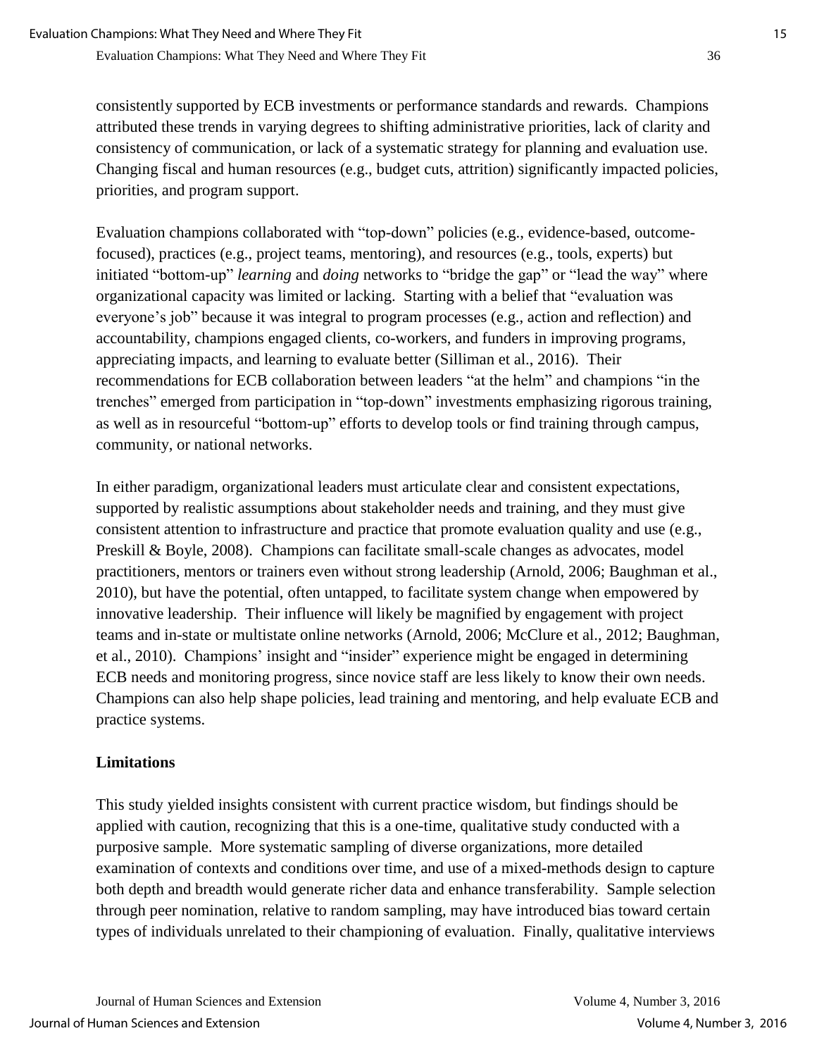consistently supported by ECB investments or performance standards and rewards. Champions attributed these trends in varying degrees to shifting administrative priorities, lack of clarity and consistency of communication, or lack of a systematic strategy for planning and evaluation use. Changing fiscal and human resources (e.g., budget cuts, attrition) significantly impacted policies, priorities, and program support.

Evaluation champions collaborated with "top-down" policies (e.g., evidence-based, outcome-focused), practices (e.g., project teams, mentoring), and resources (e.g., tools, experts) but initiated "bottom-up" *learning* and *doing* networks to "bridge the gap" or "lead the way" where organizational capacity was limited or lacking. Starting with a belief that "evaluation was everyone's job" because it was integral to program processes (e.g., action and reflection) and accountability, champions engaged clients, co-workers, and funders in improving programs, appreciating impacts, and learning to evaluate better (Silliman et al., 2016). Their recommendations for ECB collaboration between leaders "at the helm" and champions "in the trenches" emerged from participation in "top-down" investments emphasizing rigorous training, as well as in resourceful "bottom-up" efforts to develop tools or find training through campus, community, or national networks.

In either paradigm, organizational leaders must articulate clear and consistent expectations, supported by realistic assumptions about stakeholder needs and training, and they must give consistent attention to infrastructure and practice that promote evaluation quality and use (e.g., Preskill & Boyle, 2008). Champions can facilitate small-scale changes as advocates, model practitioners, mentors or trainers even without strong leadership (Arnold, 2006; Baughman et al., 2010), but have the potential, often untapped, to facilitate system change when empowered by innovative leadership. Their influence will likely be magnified by engagement with project teams and in-state or multistate online networks (Arnold, 2006; McClure et al., 2012; Baughman, et al., 2010). Champions' insight and "insider" experience might be engaged in determining ECB needs and monitoring progress, since novice staff are less likely to know their own needs. Champions can also help shape policies, lead training and mentoring, and help evaluate ECB and practice systems.

## Limitations

This study yielded insights consistent with current practice wisdom, but findings should be applied with caution, recognizing that this is a one-time, qualitative study conducted with a purposive sample. More systematic sampling of diverse organizations, more detailed examination of contexts and conditions over time, and use of a mixed-methods design to capture both depth and breadth would generate richer data and enhance transferability. Sample selection through peer nomination, relative to random sampling, may have introduced bias toward certain types of individuals unrelated to their championing of evaluation. Finally, qualitative interviews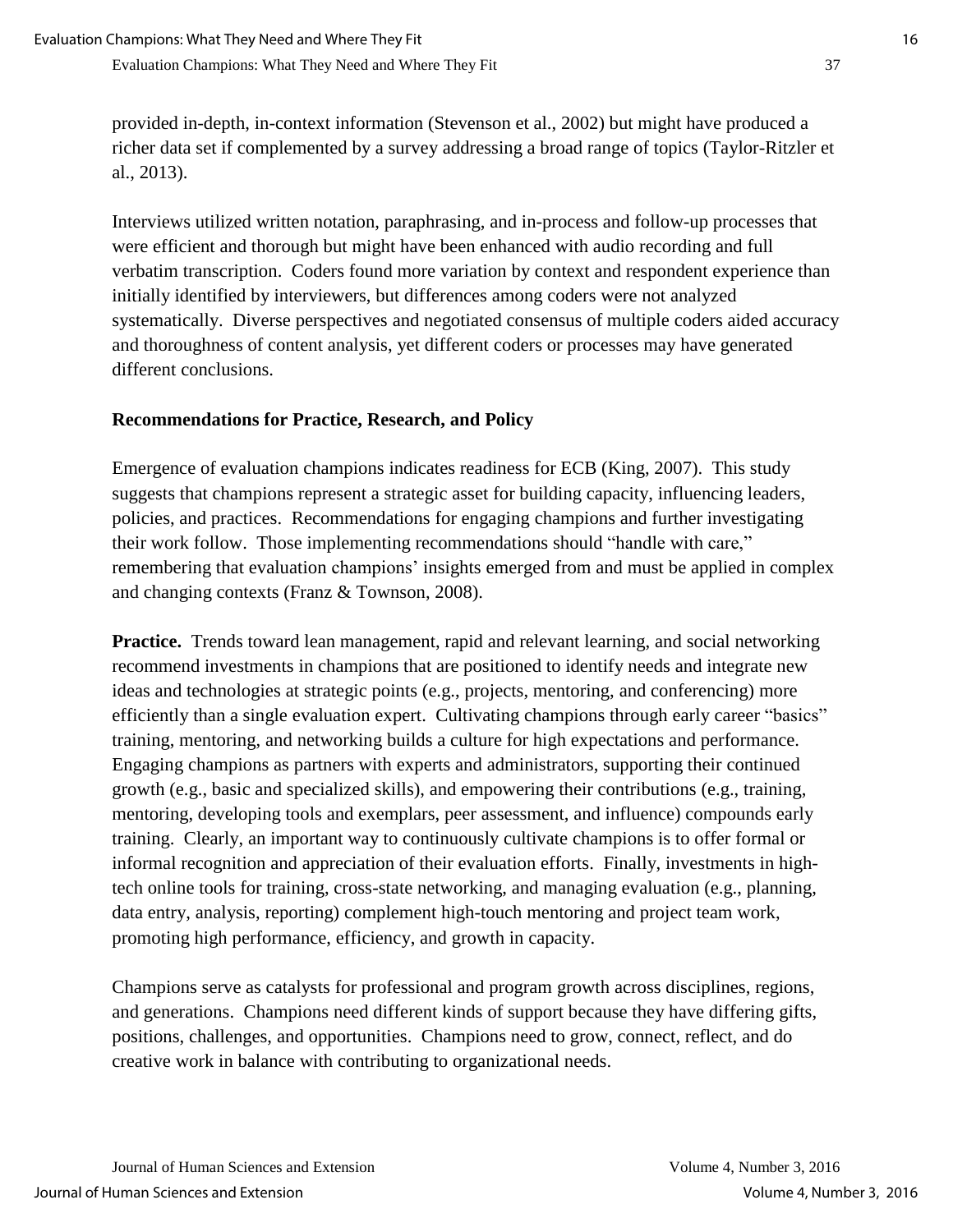provided in-depth, in-context information (Stevenson et al., 2002) but might have produced a richer data set if complemented by a survey addressing a broad range of topics (Taylor-Ritzler et al., 2013).

Interviews utilized written notation, paraphrasing, and in-process and follow-up processes that were efficient and thorough but might have been enhanced with audio recording and full verbatim transcription. Coders found more variation by context and respondent experience than initially identified by interviewers, but differences among coders were not analyzed systematically. Diverse perspectives and negotiated consensus of multiple coders aided accuracy and thoroughness of content analysis, yet different coders or processes may have generated different conclusions.

## Recommendations for Practice, Research, and Policy

Emergence of evaluation champions indicates readiness for ECB (King, 2007). This study suggests that champions represent a strategic asset for building capacity, influencing leaders, policies, and practices. Recommendations for engaging champions and further investigating their work follow. Those implementing recommendations should "handle with care," remembering that evaluation champions' insights emerged from and must be applied in complex and changing contexts (Franz & Townson, 2008).

**Practice.** Trends toward lean management, rapid and relevant learning, and social networking recommend investments in champions that are positioned to identify needs and integrate new ideas and technologies at strategic points (e.g., projects, mentoring, and conferencing) more efficiently than a single evaluation expert. Cultivating champions through early career "basics" training, mentoring, and networking builds a culture for high expectations and performance. Engaging champions as partners with experts and administrators, supporting their continued growth (e.g., basic and specialized skills), and empowering their contributions (e.g., training, mentoring, developing tools and exemplars, peer assessment, and influence) compounds early training. Clearly, an important way to continuously cultivate champions is to offer formal or informal recognition and appreciation of their evaluation efforts. Finally, investments in high-tech online tools for training, cross-state networking, and managing evaluation (e.g., planning, data entry, analysis, reporting) complement high-touch mentoring and project team work, promoting high performance, efficiency, and growth in capacity.

Champions serve as catalysts for professional and program growth across disciplines, regions, and generations. Champions need different kinds of support because they have differing gifts, positions, challenges, and opportunities. Champions need to grow, connect, reflect, and do creative work in balance with contributing to organizational needs.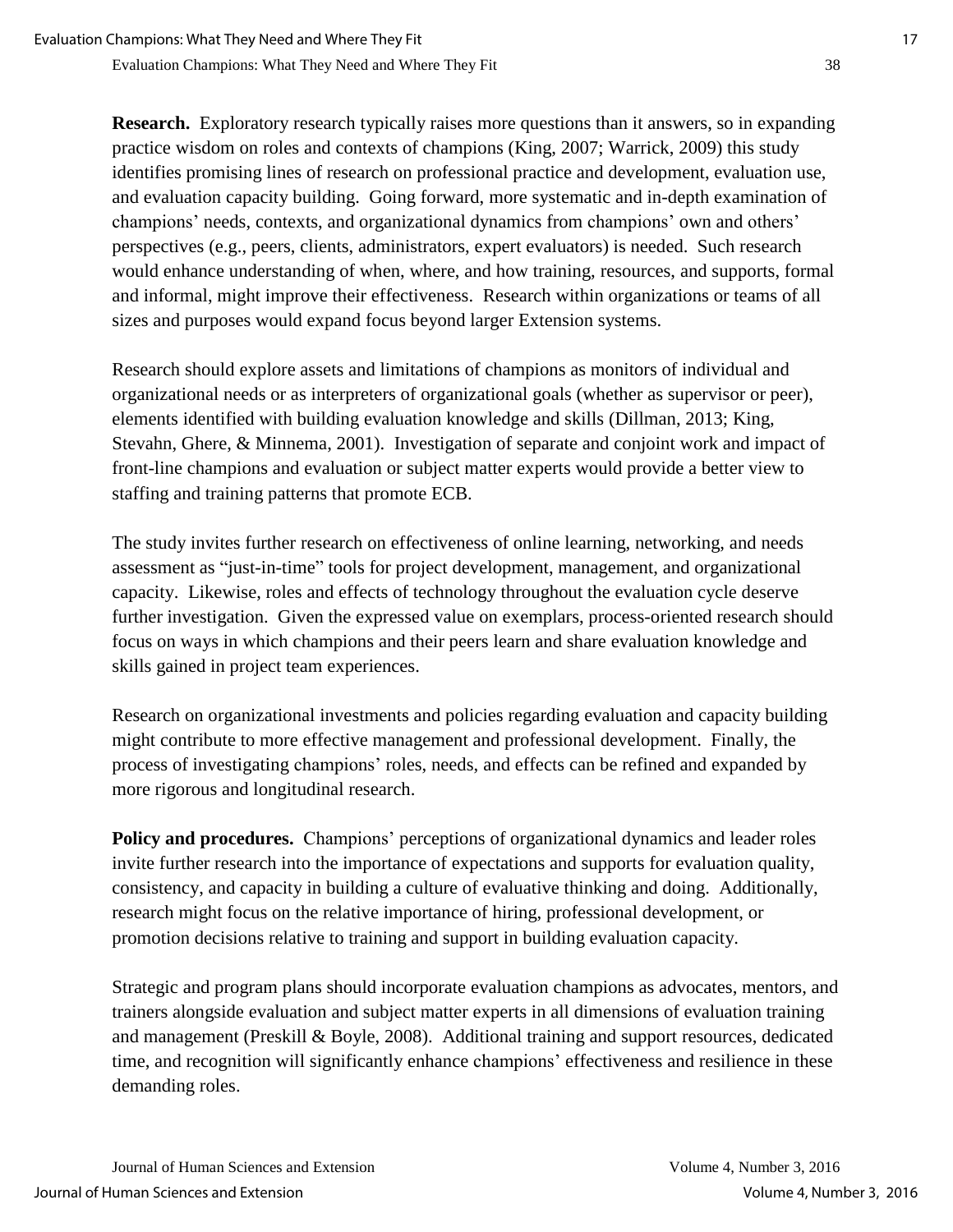**Research.** Exploratory research typically raises more questions than it answers, so in expanding practice wisdom on roles and contexts of champions (King, 2007; Warrick, 2009) this study identifies promising lines of research on professional practice and development, evaluation use, and evaluation capacity building. Going forward, more systematic and in-depth examination of champions' needs, contexts, and organizational dynamics from champions' own and others' perspectives (e.g., peers, clients, administrators, expert evaluators) is needed. Such research would enhance understanding of when, where, and how training, resources, and supports, formal and informal, might improve their effectiveness. Research within organizations or teams of all sizes and purposes would expand focus beyond larger Extension systems.

Research should explore assets and limitations of champions as monitors of individual and organizational needs or as interpreters of organizational goals (whether as supervisor or peer), elements identified with building evaluation knowledge and skills (Dillman, 2013; King, Stevahn, Ghere, & Minnema, 2001). Investigation of separate and conjoint work and impact of front-line champions and evaluation or subject matter experts would provide a better view to staffing and training patterns that promote ECB.

The study invites further research on effectiveness of online learning, networking, and needs assessment as "just-in-time" tools for project development, management, and organizational capacity. Likewise, roles and effects of technology throughout the evaluation cycle deserve further investigation. Given the expressed value on exemplars, process-oriented research should focus on ways in which champions and their peers learn and share evaluation knowledge and skills gained in project team experiences.

Research on organizational investments and policies regarding evaluation and capacity building might contribute to more effective management and professional development. Finally, the process of investigating champions' roles, needs, and effects can be refined and expanded by more rigorous and longitudinal research.

**Policy and procedures.** Champions' perceptions of organizational dynamics and leader roles invite further research into the importance of expectations and supports for evaluation quality, consistency, and capacity in building a culture of evaluative thinking and doing. Additionally, research might focus on the relative importance of hiring, professional development, or promotion decisions relative to training and support in building evaluation capacity.

Strategic and program plans should incorporate evaluation champions as advocates, mentors, and trainers alongside evaluation and subject matter experts in all dimensions of evaluation training and management (Preskill & Boyle, 2008). Additional training and support resources, dedicated time, and recognition will significantly enhance champions' effectiveness and resilience in these demanding roles.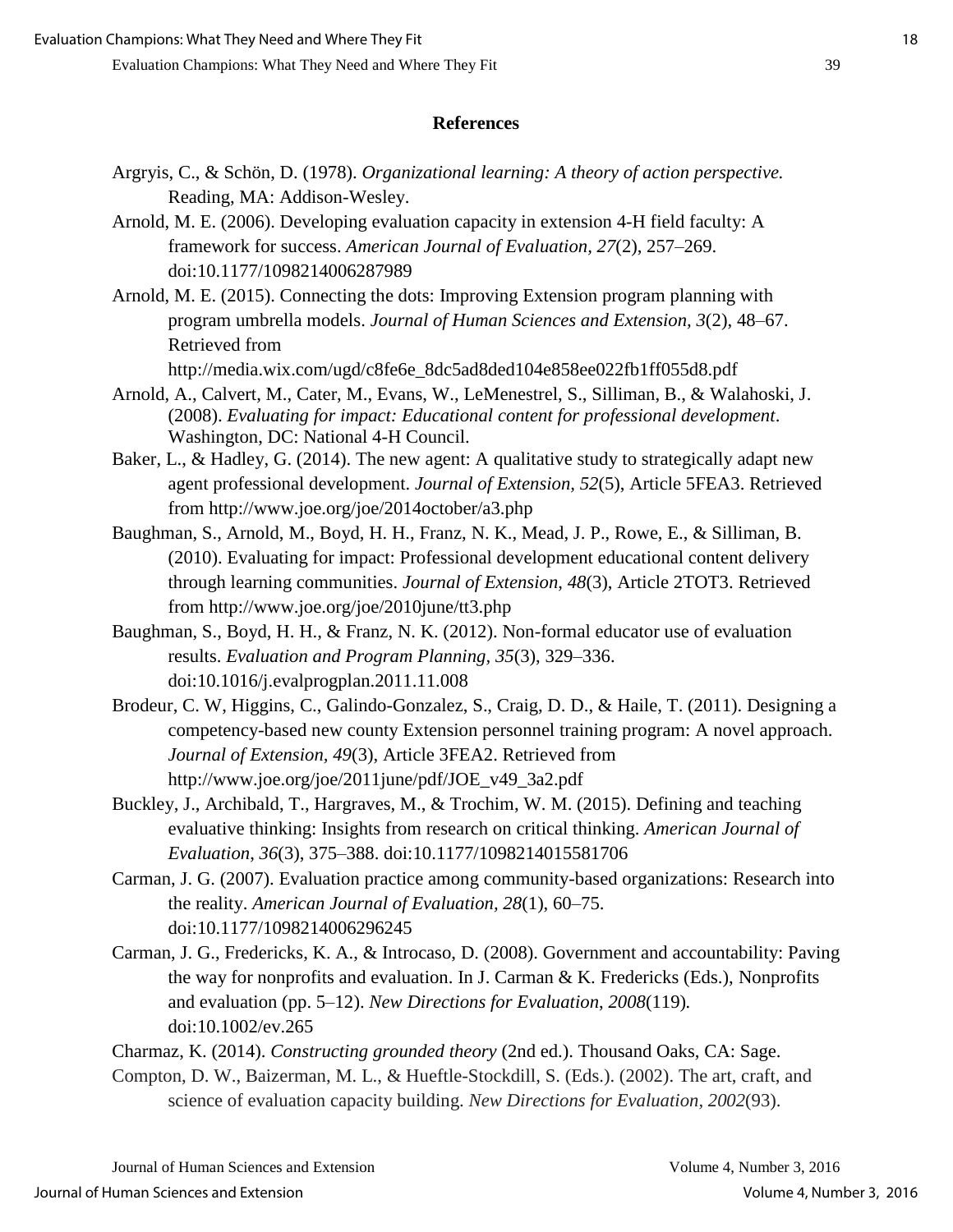## References

Argryis, C., & Schön, D. (1978). *Organizational learning: A theory of action perspective.* Reading, MA: Addison-Wesley.

Arnold, M. E. (2006). Developing evaluation capacity in extension 4-H field faculty: A framework for success. *American Journal of Evaluation, 27*(2), 257–269. doi:10.1177/1098214006287989

Arnold, M. E. (2015). Connecting the dots: Improving Extension program planning with program umbrella models. *Journal of Human Sciences and Extension, 3*(2), 48–67. Retrieved from http://media.wix.com/ugd/c8fe6e_8dc5ad8ded104e858ee022fb1ff055d8.pdf

Arnold, A., Calvert, M., Cater, M., Evans, W., LeMenestrel, S., Silliman, B., & Walahoski, J. (2008). *Evaluating for impact: Educational content for professional development*. Washington, DC: National 4-H Council.

Baker, L., & Hadley, G. (2014). The new agent: A qualitative study to strategically adapt new agent professional development. *Journal of Extension, 52*(5), Article 5FEA3. Retrieved from http://www.joe.org/joe/2014october/a3.php

Baughman, S., Arnold, M., Boyd, H. H., Franz, N. K., Mead, J. P., Rowe, E., & Silliman, B. (2010). Evaluating for impact: Professional development educational content delivery through learning communities. *Journal of Extension*, *48*(3), Article 2TOT3. Retrieved from http://www.joe.org/joe/2010june/tt3.php

Baughman, S., Boyd, H. H., & Franz, N. K. (2012). Non-formal educator use of evaluation results. *Evaluation and Program Planning, 35*(3), 329–336. doi:10.1016/j.evalprogplan.2011.11.008

Brodeur, C. W, Higgins, C., Galindo-Gonzalez, S., Craig, D. D., & Haile, T. (2011). Designing a competency-based new county Extension personnel training program: A novel approach. *Journal of Extension, 49*(3), Article 3FEA2. Retrieved from http://www.joe.org/joe/2011june/pdf/JOE_v49_3a2.pdf

Buckley, J., Archibald, T., Hargraves, M., & Trochim, W. M. (2015). Defining and teaching evaluative thinking: Insights from research on critical thinking. *American Journal of Evaluation*, *36*(3), 375–388. doi:10.1177/1098214015581706

Carman, J. G. (2007). Evaluation practice among community-based organizations: Research into the reality. *American Journal of Evaluation, 28*(1), 60–75. doi:10.1177/1098214006296245

Carman, J. G., Fredericks, K. A., & Introcaso, D. (2008). Government and accountability: Paving the way for nonprofits and evaluation. In J. Carman & K. Fredericks (Eds.), Nonprofits and evaluation (pp. 5–12). *New Directions for Evaluation*, *2008*(119)*.* doi:10.1002/ev.265

Charmaz, K. (2014). *Constructing grounded theory* (2nd ed.). Thousand Oaks, CA: Sage.

Compton, D. W., Baizerman, M. L., & Hueftle-Stockdill, S. (Eds.). (2002). The art, craft, and science of evaluation capacity building. *New Directions for Evaluation, 2002*(93).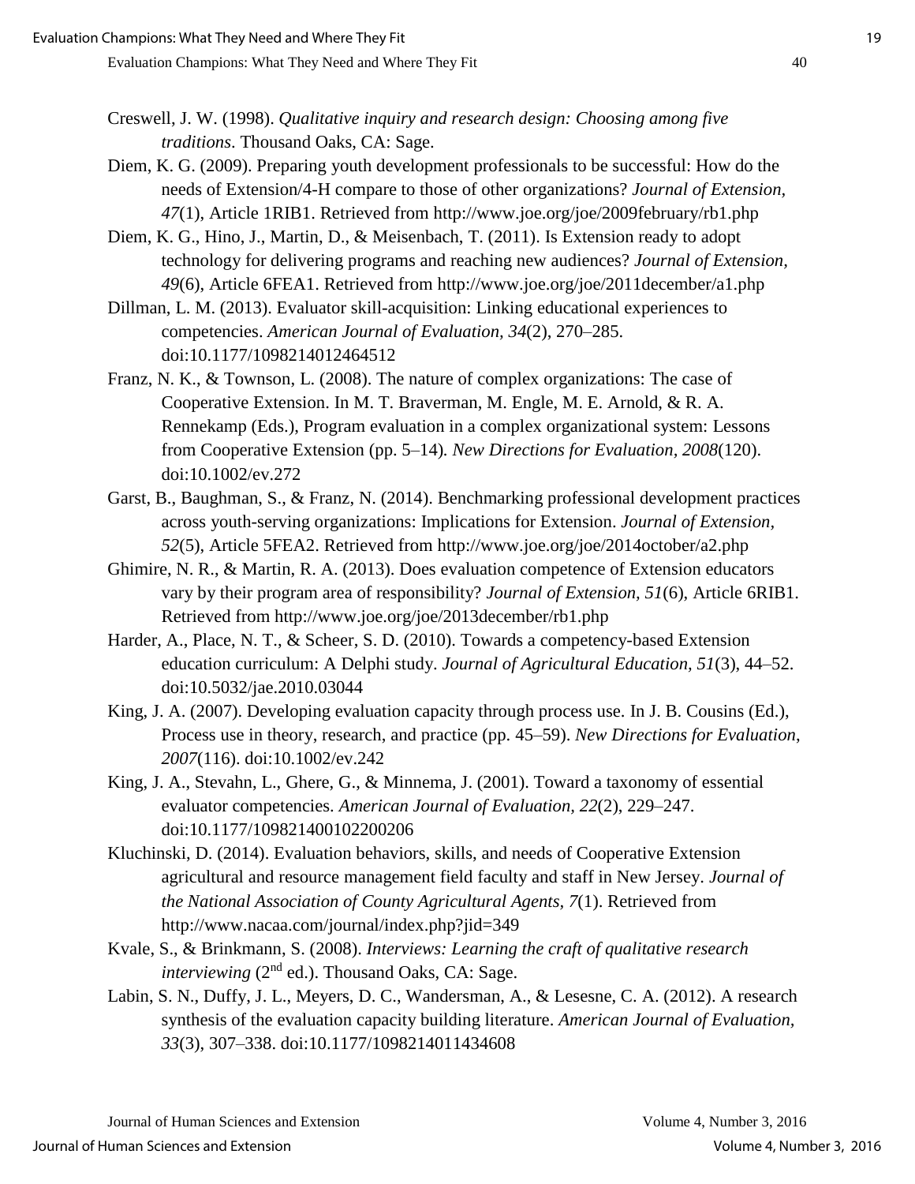Creswell, J. W. (1998). *Qualitative inquiry and research design: Choosing among five traditions*. Thousand Oaks, CA: Sage.

Diem, K. G. (2009). Preparing youth development professionals to be successful: How do the needs of Extension/4-H compare to those of other organizations? *Journal of Extension, 47*(1), Article 1RIB1. Retrieved from http://www.joe.org/joe/2009february/rb1.php

Diem, K. G., Hino, J., Martin, D., & Meisenbach, T. (2011). Is Extension ready to adopt technology for delivering programs and reaching new audiences? *Journal of Extension, 49*(6), Article 6FEA1. Retrieved from http://www.joe.org/joe/2011december/a1.php

Dillman, L. M. (2013). Evaluator skill-acquisition: Linking educational experiences to competencies. *American Journal of Evaluation, 34*(2), 270–285. doi:10.1177/1098214012464512

Franz, N. K., & Townson, L. (2008). The nature of complex organizations: The case of Cooperative Extension. In M. T. Braverman, M. Engle, M. E. Arnold, & R. A. Rennekamp (Eds.), Program evaluation in a complex organizational system: Lessons from Cooperative Extension (pp. 5–14). *New Directions for Evaluation, 2008*(120). doi:10.1002/ev.272

Garst, B., Baughman, S., & Franz, N. (2014). Benchmarking professional development practices across youth-serving organizations: Implications for Extension. *Journal of Extension, 52*(5), Article 5FEA2. Retrieved from http://www.joe.org/joe/2014october/a2.php

Ghimire, N. R., & Martin, R. A. (2013). Does evaluation competence of Extension educators vary by their program area of responsibility? *Journal of Extension, 51*(6), Article 6RIB1. Retrieved from http://www.joe.org/joe/2013december/rb1.php

Harder, A., Place, N. T., & Scheer, S. D. (2010). Towards a competency-based Extension education curriculum: A Delphi study. *Journal of Agricultural Education, 51*(3), 44–52. doi:10.5032/jae.2010.03044

King, J. A. (2007). Developing evaluation capacity through process use. In J. B. Cousins (Ed.), Process use in theory, research, and practice (pp. 45–59). *New Directions for Evaluation, 2007*(116). doi:10.1002/ev.242

King, J. A., Stevahn, L., Ghere, G., & Minnema, J. (2001). Toward a taxonomy of essential evaluator competencies. *American Journal of Evaluation, 22*(2), 229–247. doi:10.1177/109821400102200206

Kluchinski, D. (2014). Evaluation behaviors, skills, and needs of Cooperative Extension agricultural and resource management field faculty and staff in New Jersey. *Journal of the National Association of County Agricultural Agents, 7*(1). Retrieved from http://www.nacaa.com/journal/index.php?jid=349

Kvale, S., & Brinkmann, S. (2008). *Interviews: Learning the craft of qualitative research interviewing* (2nd ed.). Thousand Oaks, CA: Sage.

Labin, S. N., Duffy, J. L., Meyers, D. C., Wandersman, A., & Lesesne, C. A. (2012). A research synthesis of the evaluation capacity building literature. *American Journal of Evaluation, 33*(3), 307–338. doi:10.1177/1098214011434608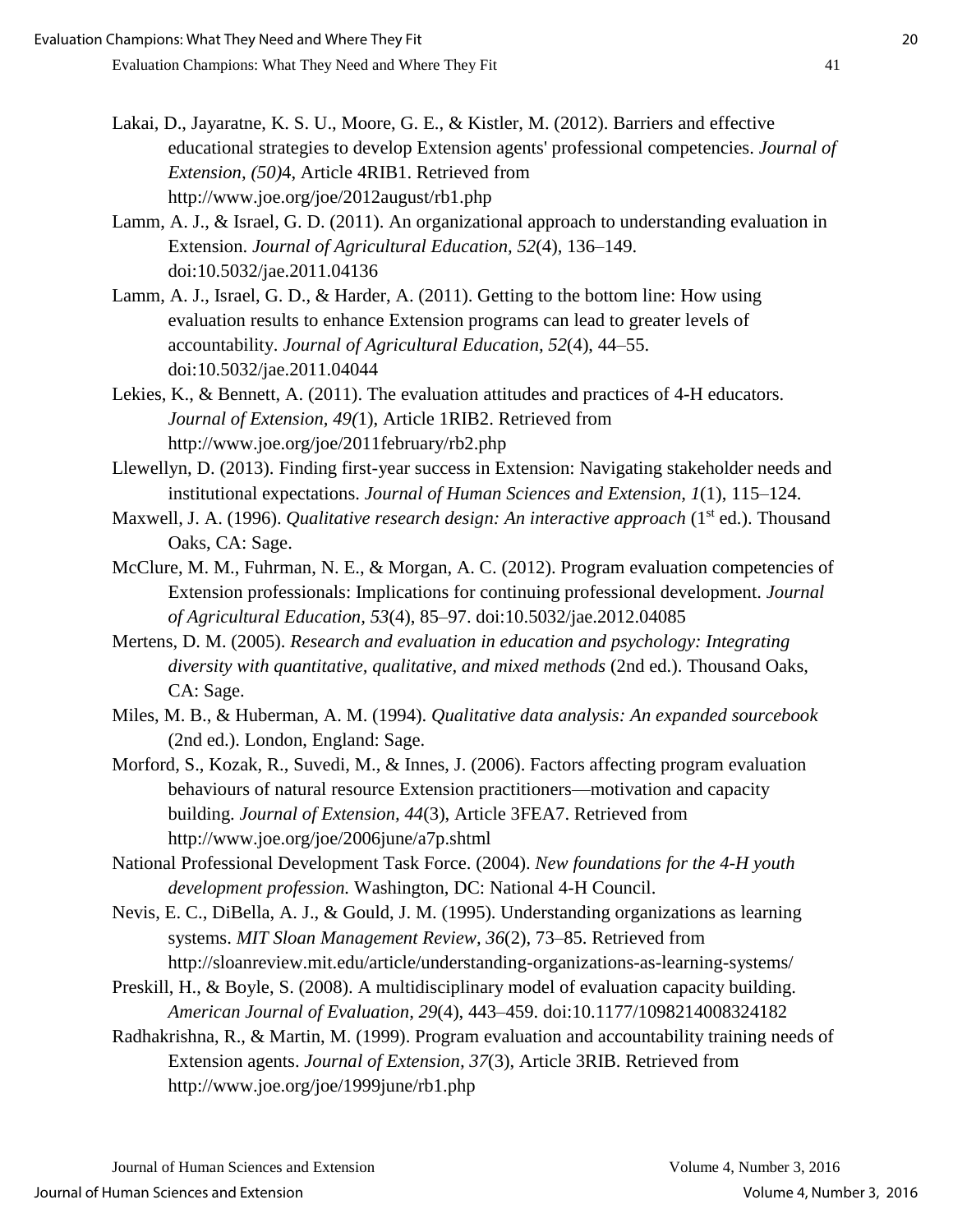Lakai, D., Jayaratne, K. S. U., Moore, G. E., & Kistler, M. (2012). Barriers and effective educational strategies to develop Extension agents' professional competencies. *Journal of Extension, (50)*4, Article 4RIB1. Retrieved from http://www.joe.org/joe/2012august/rb1.php

Lamm, A. J., & Israel, G. D. (2011). An organizational approach to understanding evaluation in Extension. *Journal of Agricultural Education, 52*(4), 136–149. doi:10.5032/jae.2011.04136

Lamm, A. J., Israel, G. D., & Harder, A. (2011). Getting to the bottom line: How using evaluation results to enhance Extension programs can lead to greater levels of accountability. *Journal of Agricultural Education, 52*(4), 44–55. doi:10.5032/jae.2011.04044

Lekies, K., & Bennett, A. (2011). The evaluation attitudes and practices of 4-H educators. *Journal of Extension, 49(*1), Article 1RIB2. Retrieved from http://www.joe.org/joe/2011february/rb2.php

Llewellyn, D. (2013). Finding first-year success in Extension: Navigating stakeholder needs and institutional expectations. *Journal of Human Sciences and Extension, 1*(1), 115–124.

Maxwell, J. A. (1996). *Qualitative research design: An interactive approach* (1st ed.). Thousand Oaks, CA: Sage.

McClure, M. M., Fuhrman, N. E., & Morgan, A. C. (2012). Program evaluation competencies of Extension professionals: Implications for continuing professional development. *Journal of Agricultural Education, 53*(4), 85–97. doi:10.5032/jae.2012.04085

Mertens, D. M. (2005). *Research and evaluation in education and psychology: Integrating diversity with quantitative, qualitative, and mixed methods* (2nd ed.). Thousand Oaks, CA: Sage.

Miles, M. B., & Huberman, A. M. (1994). *Qualitative data analysis: An expanded sourcebook* (2nd ed.). London, England: Sage.

Morford, S., Kozak, R., Suvedi, M., & Innes, J. (2006). Factors affecting program evaluation behaviours of natural resource Extension practitioners—motivation and capacity building. *Journal of Extension, 44*(3), Article 3FEA7. Retrieved from http://www.joe.org/joe/2006june/a7p.shtml

National Professional Development Task Force. (2004). *New foundations for the 4-H youth development profession.* Washington, DC: National 4-H Council.

Nevis, E. C., DiBella, A. J., & Gould, J. M. (1995). Understanding organizations as learning systems. *MIT Sloan Management Review, 36*(2), 73–85. Retrieved from http://sloanreview.mit.edu/article/understanding-organizations-as-learning-systems/

Preskill, H., & Boyle, S. (2008). A multidisciplinary model of evaluation capacity building. *American Journal of Evaluation, 29*(4), 443–459. doi:10.1177/1098214008324182

Radhakrishna, R., & Martin, M. (1999). Program evaluation and accountability training needs of Extension agents. *Journal of Extension, 37*(3), Article 3RIB. Retrieved from http://www.joe.org/joe/1999june/rb1.php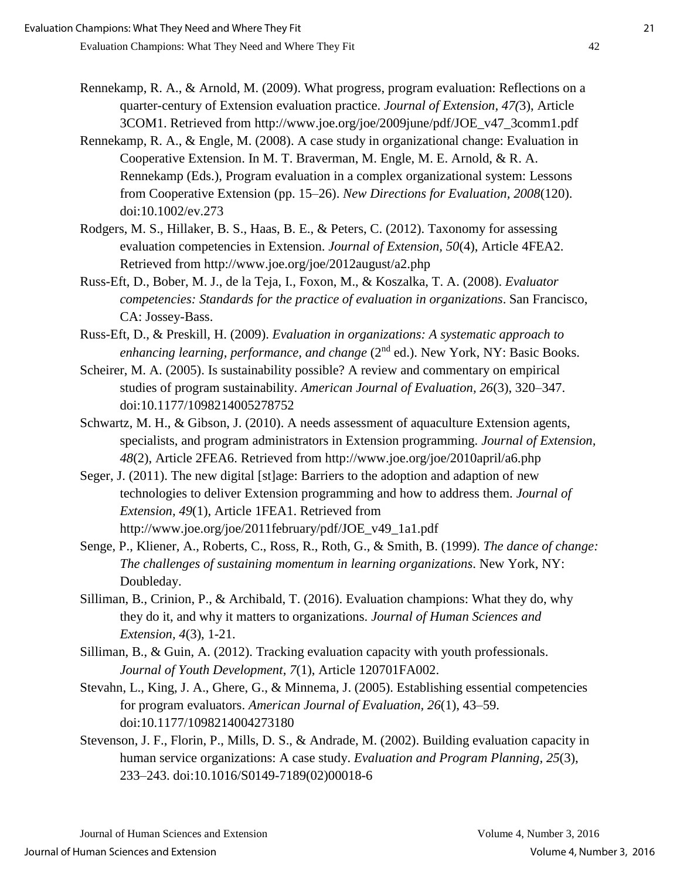Rennekamp, R. A., & Arnold, M. (2009). What progress, program evaluation: Reflections on a quarter-century of Extension evaluation practice. *Journal of Extension, 47(*3), Article 3COM1. Retrieved from http://www.joe.org/joe/2009june/pdf/JOE_v47_3comm1.pdf

Rennekamp, R. A., & Engle, M. (2008). A case study in organizational change: Evaluation in Cooperative Extension. In M. T. Braverman, M. Engle, M. E. Arnold, & R. A. Rennekamp (Eds.), Program evaluation in a complex organizational system: Lessons from Cooperative Extension (pp. 15–26). *New Directions for Evaluation, 2008*(120). doi:10.1002/ev.273

Rodgers, M. S., Hillaker, B. S., Haas, B. E., & Peters, C. (2012). Taxonomy for assessing evaluation competencies in Extension. *Journal of Extension, 50*(4), Article 4FEA2. Retrieved from http://www.joe.org/joe/2012august/a2.php

Russ-Eft, D., Bober, M. J., de la Teja, I., Foxon, M., & Koszalka, T. A. (2008). *Evaluator competencies: Standards for the practice of evaluation in organizations*. San Francisco, CA: Jossey-Bass.

Russ-Eft, D., & Preskill, H. (2009). *Evaluation in organizations: A systematic approach to enhancing learning, performance, and change* (2nd ed.). New York, NY: Basic Books.

Scheirer, M. A. (2005). Is sustainability possible? A review and commentary on empirical studies of program sustainability. *American Journal of Evaluation, 26*(3), 320–347. doi:10.1177/1098214005278752

Schwartz, M. H., & Gibson, J. (2010). A needs assessment of aquaculture Extension agents, specialists, and program administrators in Extension programming. *Journal of Extension, 48*(2), Article 2FEA6. Retrieved from http://www.joe.org/joe/2010april/a6.php

Seger, J. (2011). The new digital [st]age: Barriers to the adoption and adaption of new technologies to deliver Extension programming and how to address them. *Journal of Extension, 49*(1), Article 1FEA1. Retrieved from http://www.joe.org/joe/2011february/pdf/JOE_v49_1a1.pdf

Senge, P., Kliener, A., Roberts, C., Ross, R., Roth, G., & Smith, B. (1999). *The dance of change: The challenges of sustaining momentum in learning organizations*. New York, NY: Doubleday.

Silliman, B., Crinion, P., & Archibald, T. (2016). Evaluation champions: What they do, why they do it, and why it matters to organizations. *Journal of Human Sciences and Extension, 4*(3), 1-21.

Silliman, B., & Guin, A. (2012). Tracking evaluation capacity with youth professionals. *Journal of Youth Development*, *7*(1), Article 120701FA002.

Stevahn, L., King, J. A., Ghere, G., & Minnema, J. (2005). Establishing essential competencies for program evaluators. *American Journal of Evaluation, 26*(1), 43–59. doi:10.1177/1098214004273180

Stevenson, J. F., Florin, P., Mills, D. S., & Andrade, M. (2002). Building evaluation capacity in human service organizations: A case study. *Evaluation and Program Planning, 25*(3), 233–243. doi:10.1016/S0149-7189(02)00018-6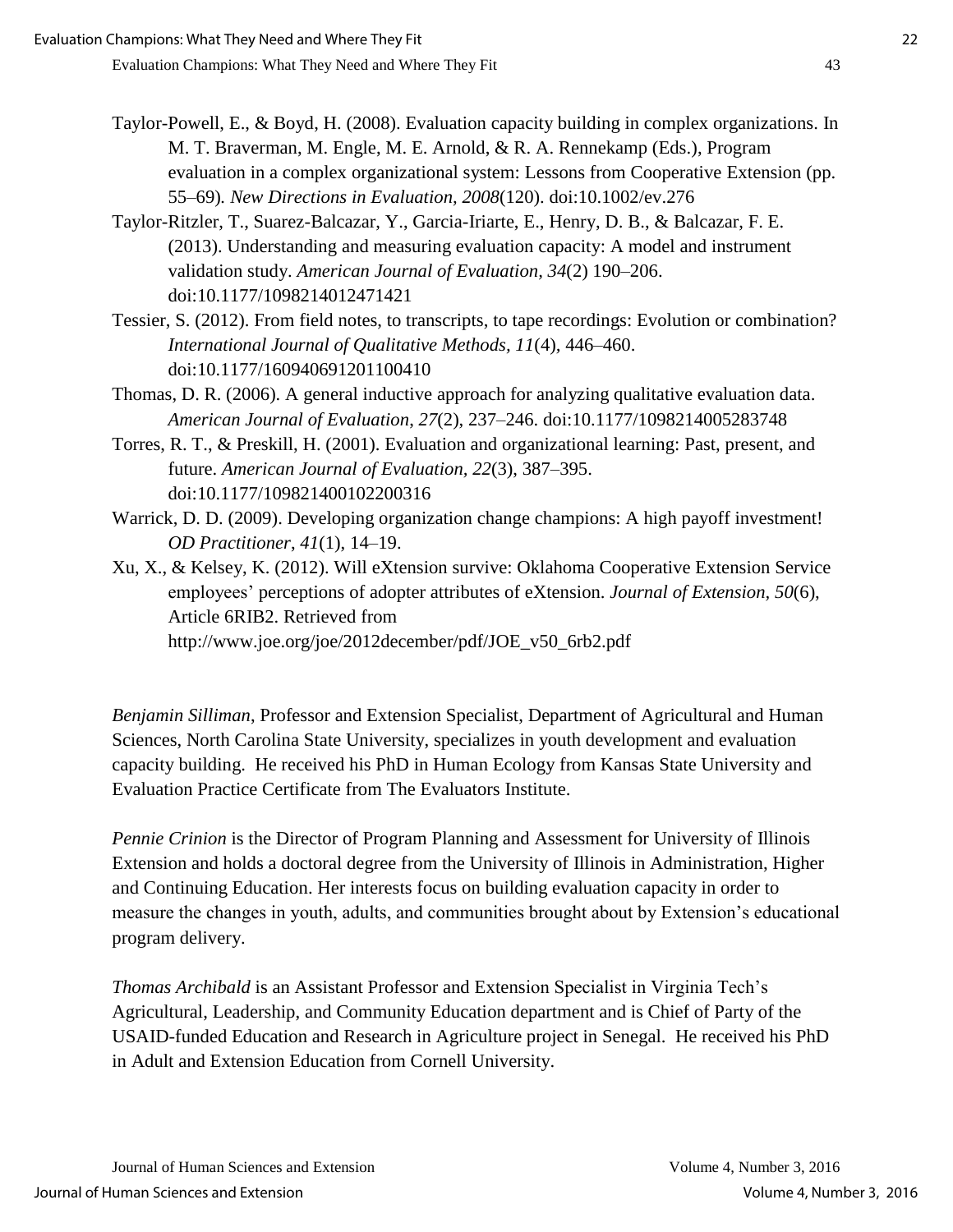Taylor-Powell, E., & Boyd, H. (2008). Evaluation capacity building in complex organizations. In M. T. Braverman, M. Engle, M. E. Arnold, & R. A. Rennekamp (Eds.), Program evaluation in a complex organizational system: Lessons from Cooperative Extension (pp. 55–69)*. New Directions in Evaluation, 2008*(120). doi:10.1002/ev.276

Taylor-Ritzler, T., Suarez-Balcazar, Y., Garcia-Iriarte, E., Henry, D. B., & Balcazar, F. E. (2013). Understanding and measuring evaluation capacity: A model and instrument validation study. *American Journal of Evaluation, 34*(2) 190–206. doi:10.1177/1098214012471421

Tessier, S. (2012). From field notes, to transcripts, to tape recordings: Evolution or combination? *International Journal of Qualitative Methods, 11*(4), 446–460. doi:10.1177/160940691201100410

Thomas, D. R. (2006). A general inductive approach for analyzing qualitative evaluation data. *American Journal of Evaluation*, *27*(2), 237–246. doi:10.1177/1098214005283748

Torres, R. T., & Preskill, H. (2001). Evaluation and organizational learning: Past, present, and future. *American Journal of Evaluation, 22*(3), 387–395. doi:10.1177/109821400102200316

Warrick, D. D. (2009). Developing organization change champions: A high payoff investment! *OD Practitioner*, *41*(1), 14–19.

Xu, X., & Kelsey, K. (2012). Will eXtension survive: Oklahoma Cooperative Extension Service employees' perceptions of adopter attributes of eXtension. *Journal of Extension, 50*(6), Article 6RIB2. Retrieved from http://www.joe.org/joe/2012december/pdf/JOE_v50_6rb2.pdf

*Benjamin Silliman*, Professor and Extension Specialist, Department of Agricultural and Human Sciences, North Carolina State University, specializes in youth development and evaluation capacity building. He received his PhD in Human Ecology from Kansas State University and Evaluation Practice Certificate from The Evaluators Institute.

*Pennie Crinion* is the Director of Program Planning and Assessment for University of Illinois Extension and holds a doctoral degree from the University of Illinois in Administration, Higher and Continuing Education. Her interests focus on building evaluation capacity in order to measure the changes in youth, adults, and communities brought about by Extension's educational program delivery.

*Thomas Archibald* is an Assistant Professor and Extension Specialist in Virginia Tech's Agricultural, Leadership, and Community Education department and is Chief of Party of the USAID-funded Education and Research in Agriculture project in Senegal. He received his PhD in Adult and Extension Education from Cornell University.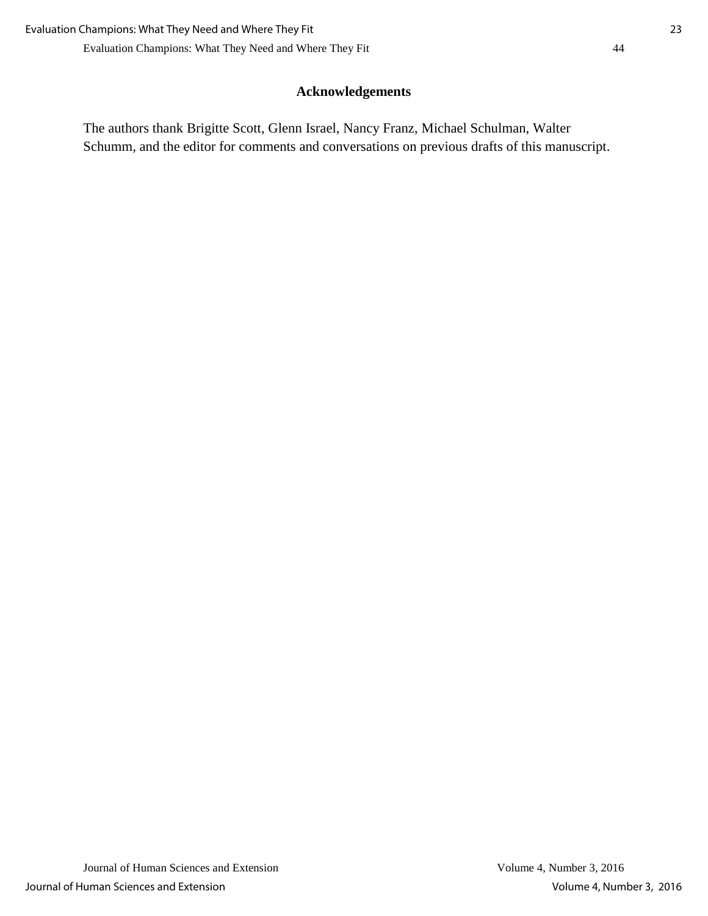## Acknowledgements

The authors thank Brigitte Scott, Glenn Israel, Nancy Franz, Michael Schulman, Walter Schumm, and the editor for comments and conversations on previous drafts of this manuscript.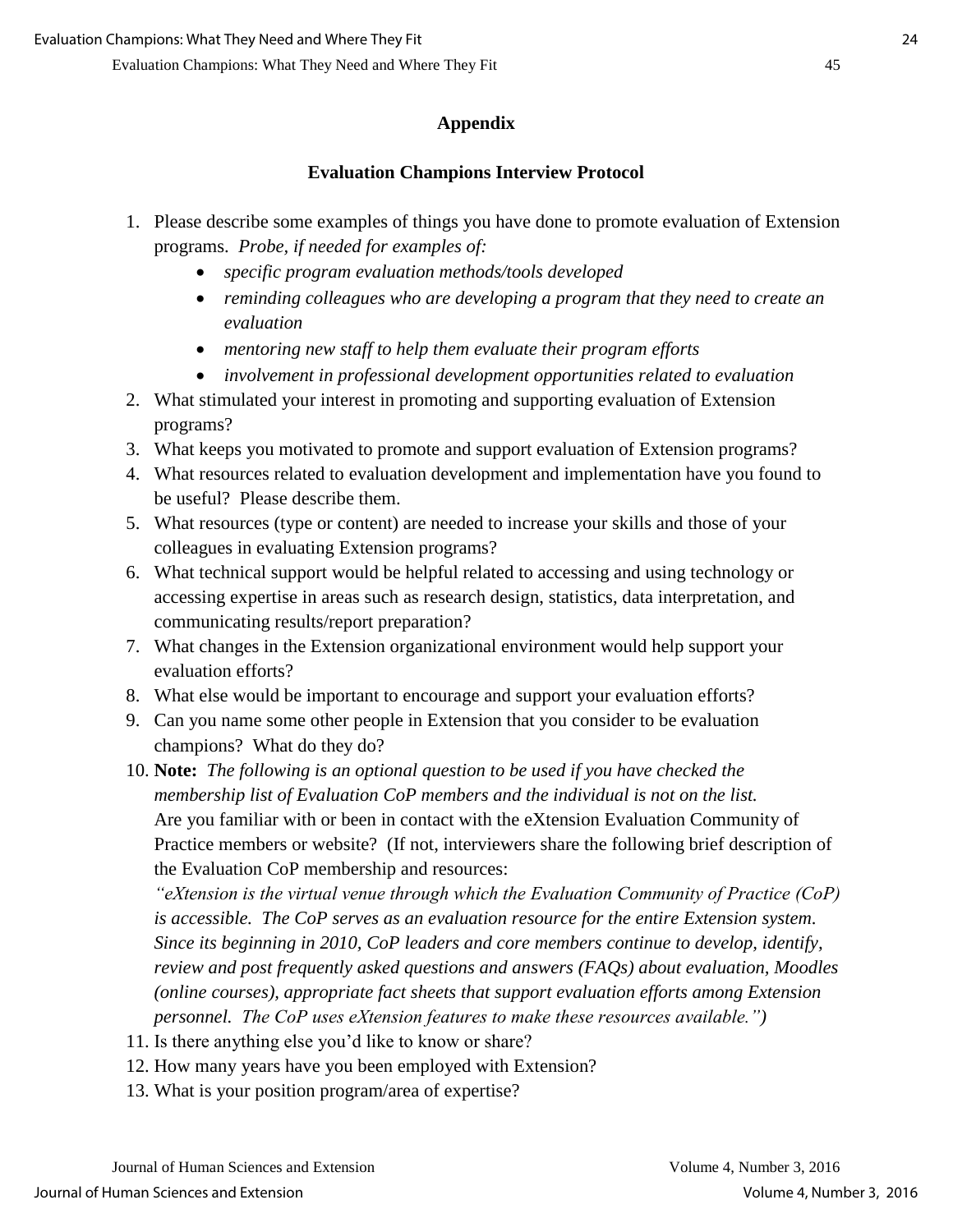## Appendix

### Evaluation Champions Interview Protocol

1. Please describe some examples of things you have done to promote evaluation of Extension programs. *Probe, if needed for examples of:*
   - *specific program evaluation methods/tools developed*
   - *reminding colleagues who are developing a program that they need to create an evaluation*
   - *mentoring new staff to help them evaluate their program efforts*
   - *involvement in professional development opportunities related to evaluation*
2. What stimulated your interest in promoting and supporting evaluation of Extension programs?
3. What keeps you motivated to promote and support evaluation of Extension programs?
4. What resources related to evaluation development and implementation have you found to be useful? Please describe them.
5. What resources (type or content) are needed to increase your skills and those of your colleagues in evaluating Extension programs?
6. What technical support would be helpful related to accessing and using technology or accessing expertise in areas such as research design, statistics, data interpretation, and communicating results/report preparation?
7. What changes in the Extension organizational environment would help support your evaluation efforts?
8. What else would be important to encourage and support your evaluation efforts?
9. Can you name some other people in Extension that you consider to be evaluation champions? What do they do?
10. **Note:** *The following is an optional question to be used if you have checked the membership list of Evaluation CoP members and the individual is not on the list.* Are you familiar with or been in contact with the eXtension Evaluation Community of Practice members or website? (If not, interviewers share the following brief description of the Evaluation CoP membership and resources: *"eXtension is the virtual venue through which the Evaluation Community of Practice (CoP) is accessible. The CoP serves as an evaluation resource for the entire Extension system. Since its beginning in 2010, CoP leaders and core members continue to develop, identify, review and post frequently asked questions and answers (FAQs) about evaluation, Moodles (online courses), appropriate fact sheets that support evaluation efforts among Extension personnel. The CoP uses eXtension features to make these resources available.")*
11. Is there anything else you'd like to know or share?
12. How many years have you been employed with Extension?
13. What is your position program/area of expertise?